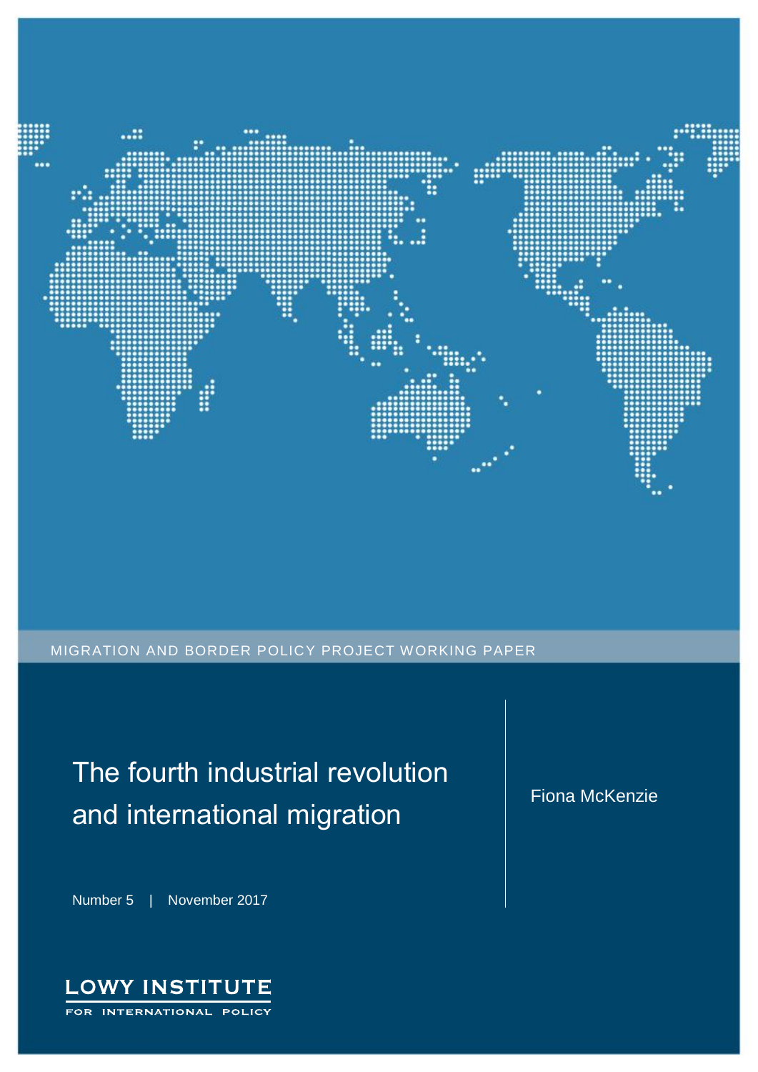MIGRATION AND BORDER POLICY PROJECT WORKING PAPER

# The fourth industrial revolution and international migration

Fiona McKenzie

Number 5 | November 2017

LOWY INSTITUTE FOR INTERNATIONAL POLICY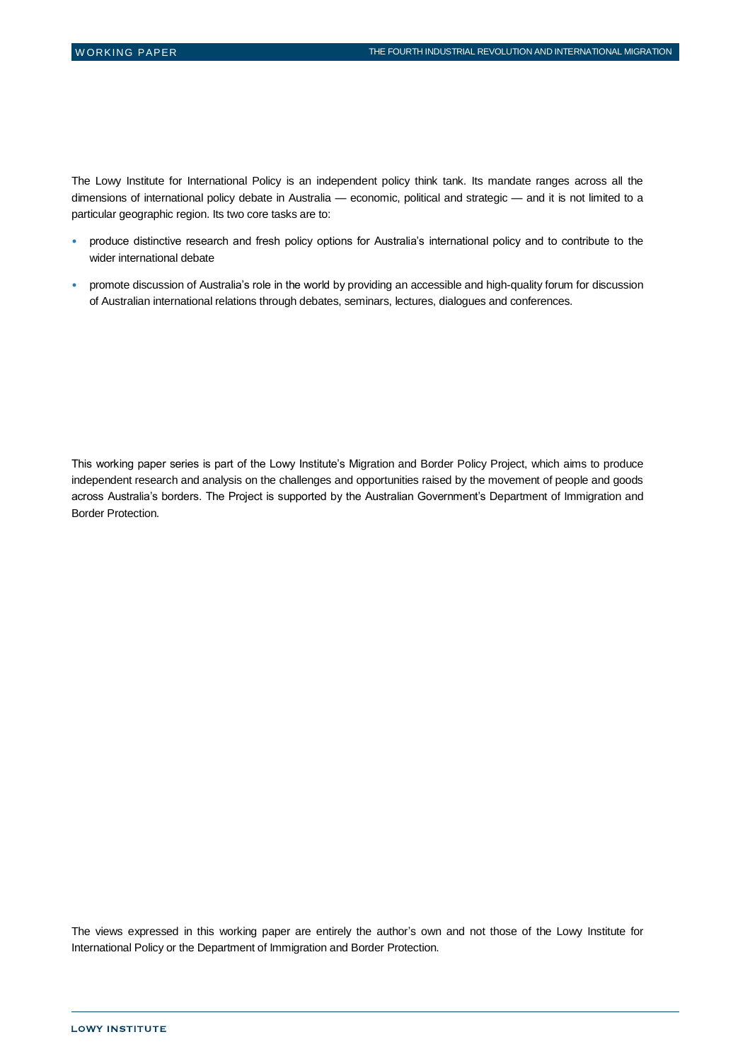The Lowy Institute for International Policy is an independent policy think tank. Its mandate ranges across all the dimensions of international policy debate in Australia — economic, political and strategic — and it is not limited to a particular geographic region. Its two core tasks are to:

- produce distinctive research and fresh policy options for Australia's international policy and to contribute to the wider international debate
- promote discussion of Australia's role in the world by providing an accessible and high-quality forum for discussion of Australian international relations through debates, seminars, lectures, dialogues and conferences.

This working paper series is part of the Lowy Institute's Migration and Border Policy Project, which aims to produce independent research and analysis on the challenges and opportunities raised by the movement of people and goods across Australia's borders. The Project is supported by the Australian Government's Department of Immigration and Border Protection.

The views expressed in this working paper are entirely the author's own and not those of the Lowy Institute for International Policy or the Department of Immigration and Border Protection.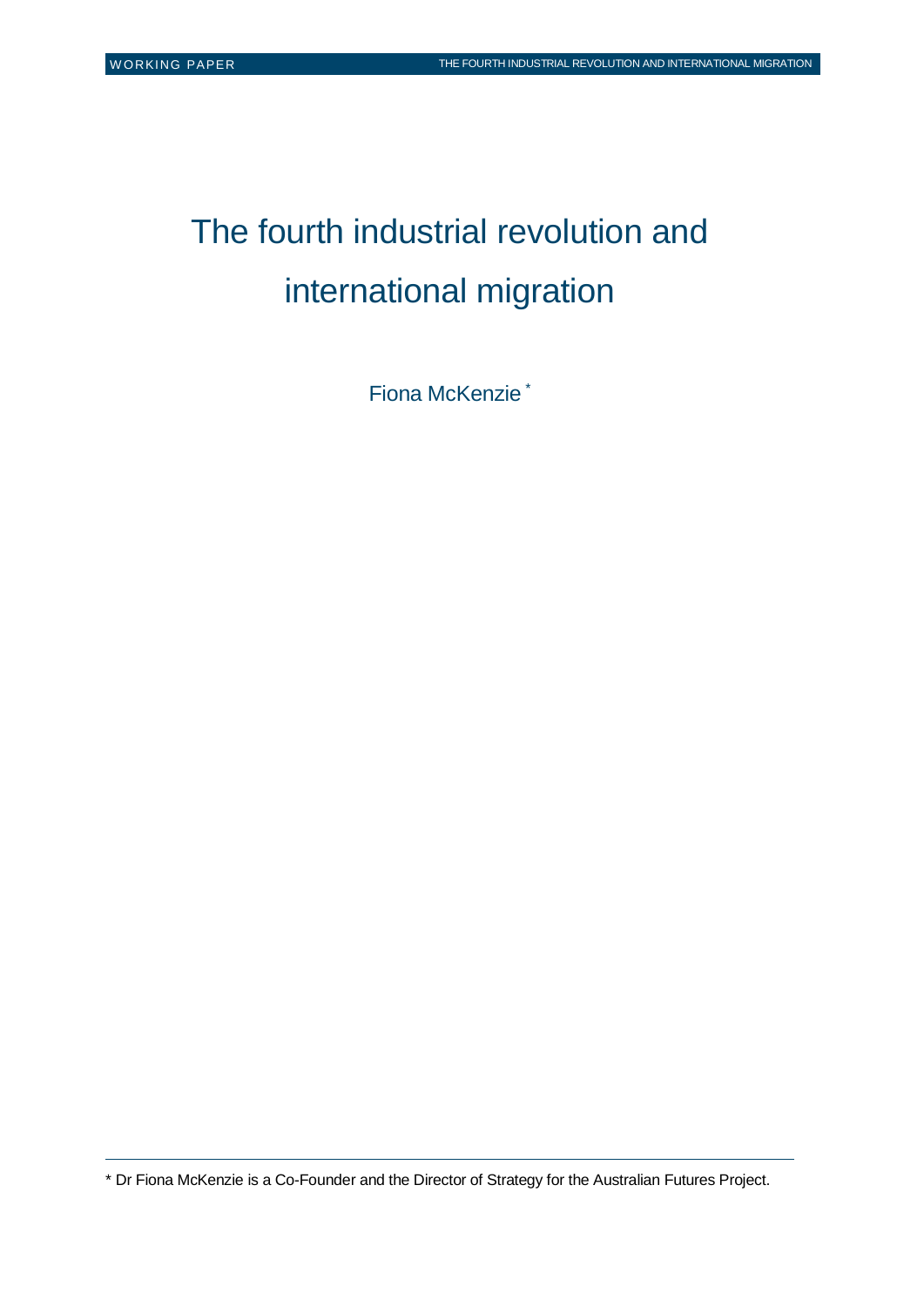# The fourth industrial revolution and international migration

Fiona McKenzie *

---

* Dr Fiona McKenzie is a Co-Founder and the Director of Strategy for the Australian Futures Project.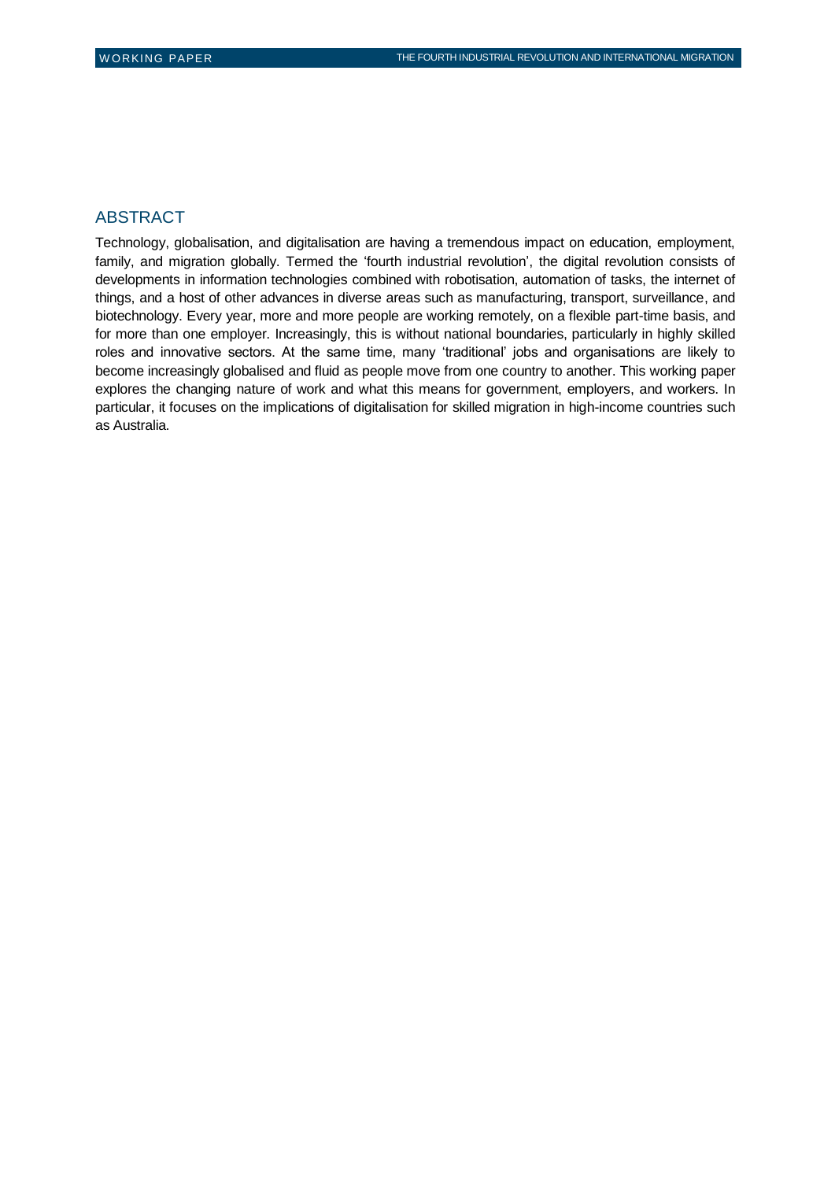## ABSTRACT

Technology, globalisation, and digitalisation are having a tremendous impact on education, employment, family, and migration globally. Termed the 'fourth industrial revolution', the digital revolution consists of developments in information technologies combined with robotisation, automation of tasks, the internet of things, and a host of other advances in diverse areas such as manufacturing, transport, surveillance, and biotechnology. Every year, more and more people are working remotely, on a flexible part-time basis, and for more than one employer. Increasingly, this is without national boundaries, particularly in highly skilled roles and innovative sectors. At the same time, many 'traditional' jobs and organisations are likely to become increasingly globalised and fluid as people move from one country to another. This working paper explores the changing nature of work and what this means for government, employers, and workers. In particular, it focuses on the implications of digitalisation for skilled migration in high-income countries such as Australia.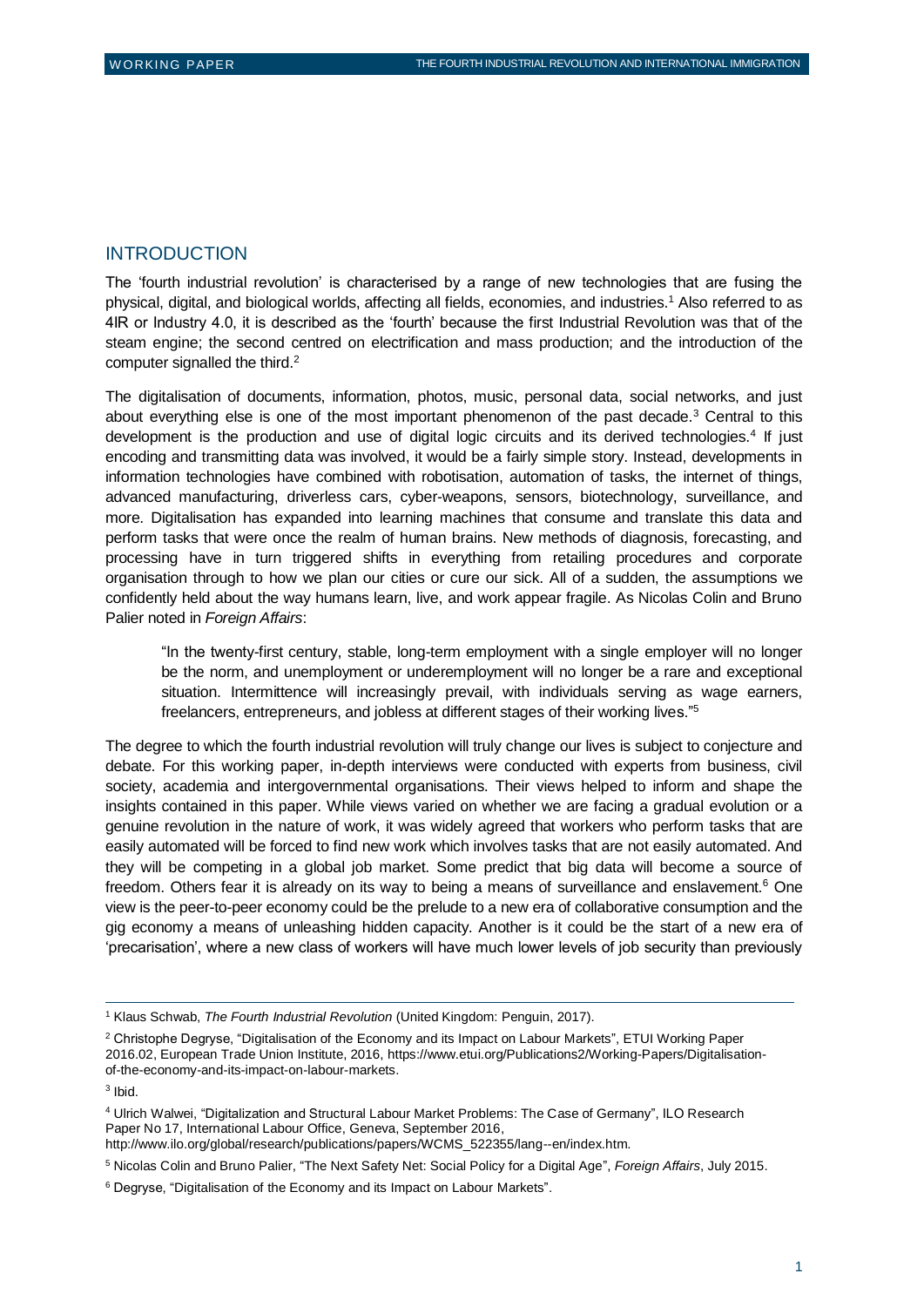## INTRODUCTION

The 'fourth industrial revolution' is characterised by a range of new technologies that are fusing the physical, digital, and biological worlds, affecting all fields, economies, and industries.[1] Also referred to as 4IR or Industry 4.0, it is described as the 'fourth' because the first Industrial Revolution was that of the steam engine; the second centred on electrification and mass production; and the introduction of the computer signalled the third.[2]

The digitalisation of documents, information, photos, music, personal data, social networks, and just about everything else is one of the most important phenomenon of the past decade.[3] Central to this development is the production and use of digital logic circuits and its derived technologies.[4] If just encoding and transmitting data was involved, it would be a fairly simple story. Instead, developments in information technologies have combined with robotisation, automation of tasks, the internet of things, advanced manufacturing, driverless cars, cyber-weapons, sensors, biotechnology, surveillance, and more. Digitalisation has expanded into learning machines that consume and translate this data and perform tasks that were once the realm of human brains. New methods of diagnosis, forecasting, and processing have in turn triggered shifts in everything from retailing procedures and corporate organisation through to how we plan our cities or cure our sick. All of a sudden, the assumptions we confidently held about the way humans learn, live, and work appear fragile. As Nicolas Colin and Bruno Palier noted in *Foreign Affairs*:

> "In the twenty-first century, stable, long-term employment with a single employer will no longer be the norm, and unemployment or underemployment will no longer be a rare and exceptional situation. Intermittence will increasingly prevail, with individuals serving as wage earners, freelancers, entrepreneurs, and jobless at different stages of their working lives."[5]

The degree to which the fourth industrial revolution will truly change our lives is subject to conjecture and debate. For this working paper, in-depth interviews were conducted with experts from business, civil society, academia and intergovernmental organisations. Their views helped to inform and shape the insights contained in this paper. While views varied on whether we are facing a gradual evolution or a genuine revolution in the nature of work, it was widely agreed that workers who perform tasks that are easily automated will be forced to find new work which involves tasks that are not easily automated. And they will be competing in a global job market. Some predict that big data will become a source of freedom. Others fear it is already on its way to being a means of surveillance and enslavement.[6] One view is the peer-to-peer economy could be the prelude to a new era of collaborative consumption and the gig economy a means of unleashing hidden capacity. Another is it could be the start of a new era of 'precarisation', where a new class of workers will have much lower levels of job security than previously

---

[1] Klaus Schwab, *The Fourth Industrial Revolution* (United Kingdom: Penguin, 2017).

[2] Christophe Degryse, "Digitalisation of the Economy and its Impact on Labour Markets", ETUI Working Paper 2016.02, European Trade Union Institute, 2016, https://www.etui.org/Publications2/Working-Papers/Digitalisation-of-the-economy-and-its-impact-on-labour-markets.

[3] Ibid.

[4] Ulrich Walwei, "Digitalization and Structural Labour Market Problems: The Case of Germany", ILO Research Paper No 17, International Labour Office, Geneva, September 2016, http://www.ilo.org/global/research/publications/papers/WCMS_522355/lang--en/index.htm.

[5] Nicolas Colin and Bruno Palier, "The Next Safety Net: Social Policy for a Digital Age", *Foreign Affairs*, July 2015.

[6] Degryse, "Digitalisation of the Economy and its Impact on Labour Markets".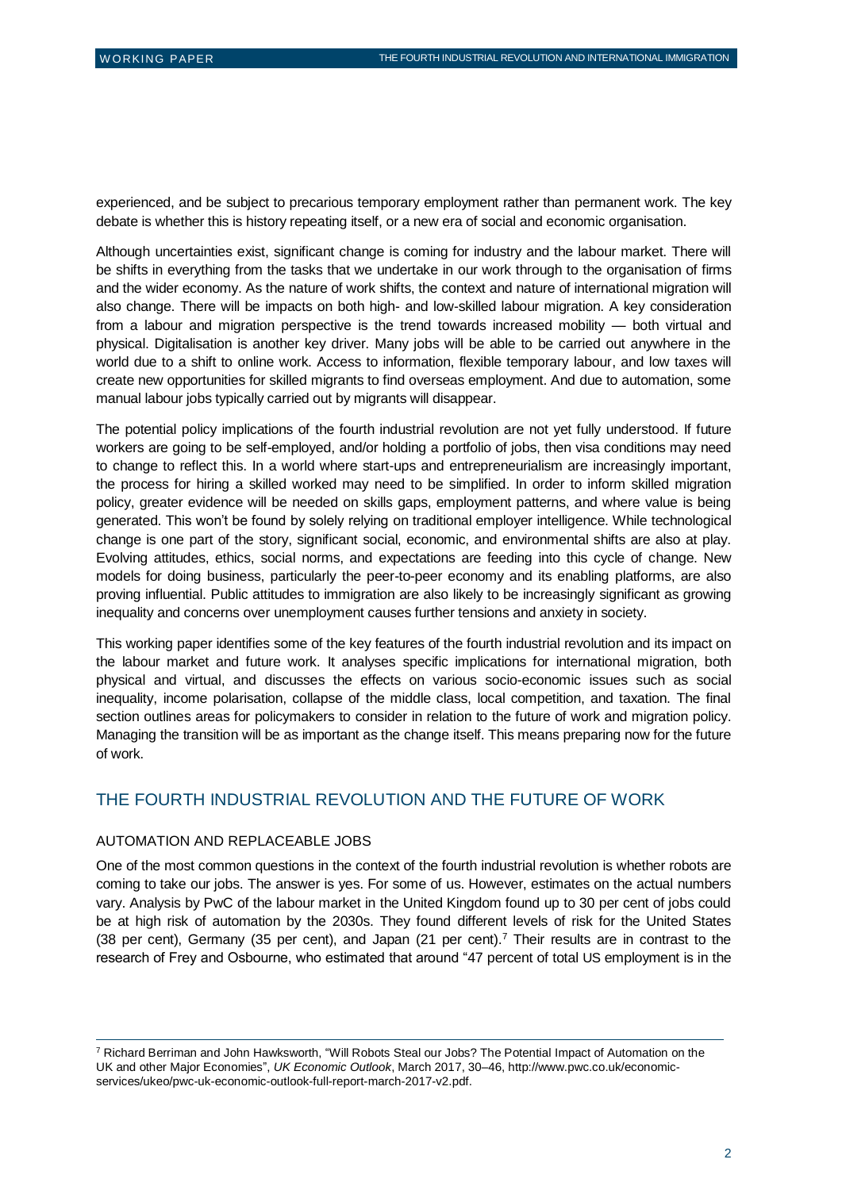experienced, and be subject to precarious temporary employment rather than permanent work. The key debate is whether this is history repeating itself, or a new era of social and economic organisation.

Although uncertainties exist, significant change is coming for industry and the labour market. There will be shifts in everything from the tasks that we undertake in our work through to the organisation of firms and the wider economy. As the nature of work shifts, the context and nature of international migration will also change. There will be impacts on both high- and low-skilled labour migration. A key consideration from a labour and migration perspective is the trend towards increased mobility — both virtual and physical. Digitalisation is another key driver. Many jobs will be able to be carried out anywhere in the world due to a shift to online work. Access to information, flexible temporary labour, and low taxes will create new opportunities for skilled migrants to find overseas employment. And due to automation, some manual labour jobs typically carried out by migrants will disappear.

The potential policy implications of the fourth industrial revolution are not yet fully understood. If future workers are going to be self-employed, and/or holding a portfolio of jobs, then visa conditions may need to change to reflect this. In a world where start-ups and entrepreneurialism are increasingly important, the process for hiring a skilled worked may need to be simplified. In order to inform skilled migration policy, greater evidence will be needed on skills gaps, employment patterns, and where value is being generated. This won't be found by solely relying on traditional employer intelligence. While technological change is one part of the story, significant social, economic, and environmental shifts are also at play. Evolving attitudes, ethics, social norms, and expectations are feeding into this cycle of change. New models for doing business, particularly the peer-to-peer economy and its enabling platforms, are also proving influential. Public attitudes to immigration are also likely to be increasingly significant as growing inequality and concerns over unemployment causes further tensions and anxiety in society.

This working paper identifies some of the key features of the fourth industrial revolution and its impact on the labour market and future work. It analyses specific implications for international migration, both physical and virtual, and discusses the effects on various socio-economic issues such as social inequality, income polarisation, collapse of the middle class, local competition, and taxation. The final section outlines areas for policymakers to consider in relation to the future of work and migration policy. Managing the transition will be as important as the change itself. This means preparing now for the future of work.

## THE FOURTH INDUSTRIAL REVOLUTION AND THE FUTURE OF WORK

### AUTOMATION AND REPLACEABLE JOBS

One of the most common questions in the context of the fourth industrial revolution is whether robots are coming to take our jobs. The answer is yes. For some of us. However, estimates on the actual numbers vary. Analysis by PwC of the labour market in the United Kingdom found up to 30 per cent of jobs could be at high risk of automation by the 2030s. They found different levels of risk for the United States (38 per cent), Germany (35 per cent), and Japan (21 per cent).[7] Their results are in contrast to the research of Frey and Osbourne, who estimated that around "47 percent of total US employment is in the

---

[7] Richard Berriman and John Hawksworth, "Will Robots Steal our Jobs? The Potential Impact of Automation on the UK and other Major Economies", *UK Economic Outlook*, March 2017, 30–46, http://www.pwc.co.uk/economic-services/ukeo/pwc-uk-economic-outlook-full-report-march-2017-v2.pdf.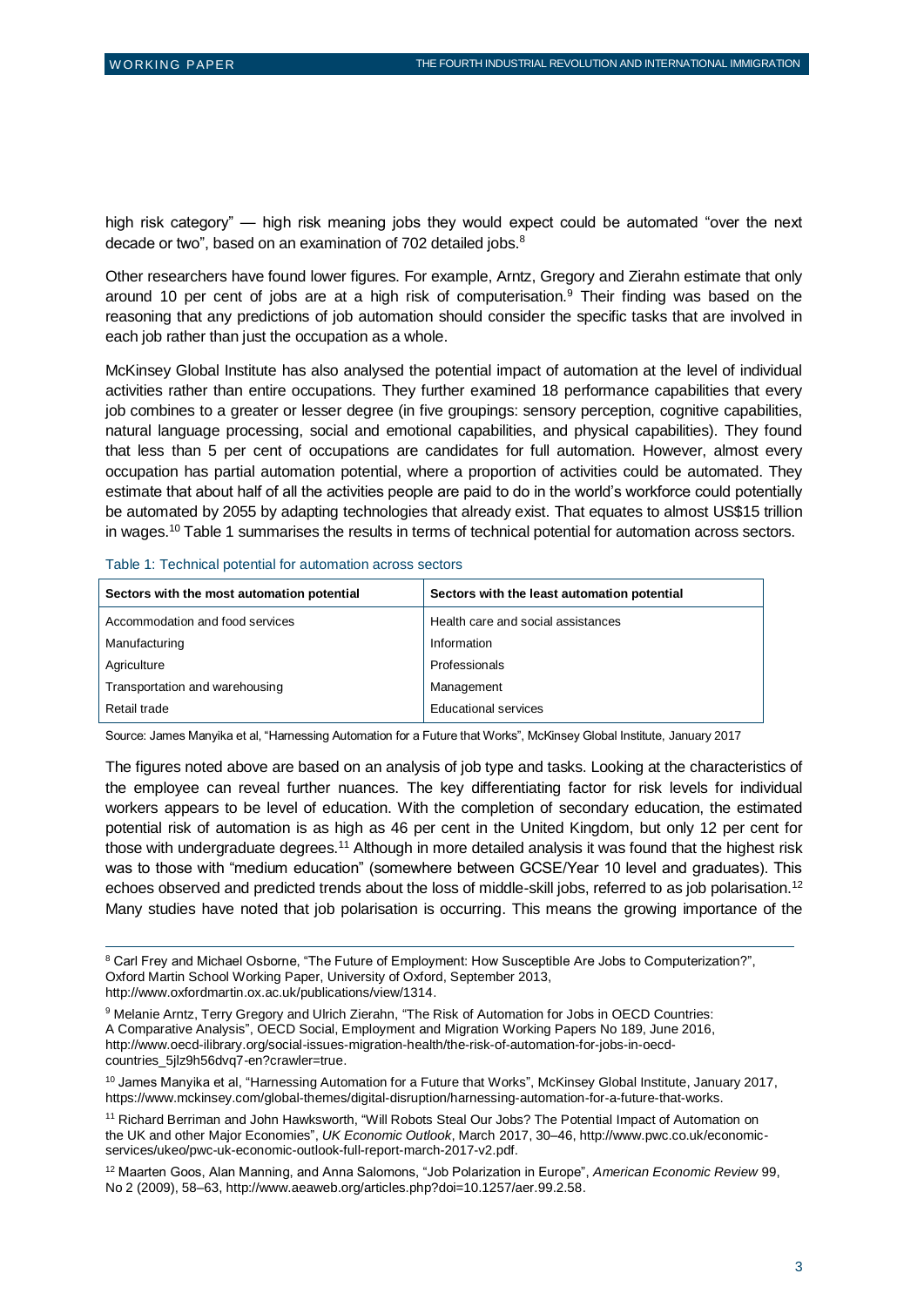high risk category" — high risk meaning jobs they would expect could be automated "over the next decade or two", based on an examination of 702 detailed jobs.[8]

Other researchers have found lower figures. For example, Arntz, Gregory and Zierahn estimate that only around 10 per cent of jobs are at a high risk of computerisation.[9] Their finding was based on the reasoning that any predictions of job automation should consider the specific tasks that are involved in each job rather than just the occupation as a whole.

McKinsey Global Institute has also analysed the potential impact of automation at the level of individual activities rather than entire occupations. They further examined 18 performance capabilities that every job combines to a greater or lesser degree (in five groupings: sensory perception, cognitive capabilities, natural language processing, social and emotional capabilities, and physical capabilities). They found that less than 5 per cent of occupations are candidates for full automation. However, almost every occupation has partial automation potential, where a proportion of activities could be automated. They estimate that about half of all the activities people are paid to do in the world's workforce could potentially be automated by 2055 by adapting technologies that already exist. That equates to almost US$15 trillion in wages.[10] Table 1 summarises the results in terms of technical potential for automation across sectors.

Table 1: Technical potential for automation across sectors

| Sectors with the most automation potential | Sectors with the least automation potential |
| --- | --- |
| Accommodation and food services | Health care and social assistances |
| Manufacturing | Information |
| Agriculture | Professionals |
| Transportation and warehousing | Management |
| Retail trade | Educational services |

Source: James Manyika et al, "Harnessing Automation for a Future that Works", McKinsey Global Institute, January 2017

The figures noted above are based on an analysis of job type and tasks. Looking at the characteristics of the employee can reveal further nuances. The key differentiating factor for risk levels for individual workers appears to be level of education. With the completion of secondary education, the estimated potential risk of automation is as high as 46 per cent in the United Kingdom, but only 12 per cent for those with undergraduate degrees.[11] Although in more detailed analysis it was found that the highest risk was to those with "medium education" (somewhere between GCSE/Year 10 level and graduates). This echoes observed and predicted trends about the loss of middle-skill jobs, referred to as job polarisation.[12] Many studies have noted that job polarisation is occurring. This means the growing importance of the

---

[8] Carl Frey and Michael Osborne, "The Future of Employment: How Susceptible Are Jobs to Computerization?", Oxford Martin School Working Paper, University of Oxford, September 2013, http://www.oxfordmartin.ox.ac.uk/publications/view/1314.

[9] Melanie Arntz, Terry Gregory and Ulrich Zierahn, "The Risk of Automation for Jobs in OECD Countries: A Comparative Analysis", OECD Social, Employment and Migration Working Papers No 189, June 2016, http://www.oecd-ilibrary.org/social-issues-migration-health/the-risk-of-automation-for-jobs-in-oecd-countries_5jlz9h56dvq7-en?crawler=true.

[10] James Manyika et al, "Harnessing Automation for a Future that Works", McKinsey Global Institute, January 2017, https://www.mckinsey.com/global-themes/digital-disruption/harnessing-automation-for-a-future-that-works.

[11] Richard Berriman and John Hawksworth, "Will Robots Steal Our Jobs? The Potential Impact of Automation on the UK and other Major Economies", *UK Economic Outlook*, March 2017, 30–46, http://www.pwc.co.uk/economic-services/ukeo/pwc-uk-economic-outlook-full-report-march-2017-v2.pdf.

[12] Maarten Goos, Alan Manning, and Anna Salomons, "Job Polarization in Europe", *American Economic Review* 99, No 2 (2009), 58–63, http://www.aeaweb.org/articles.php?doi=10.1257/aer.99.2.58.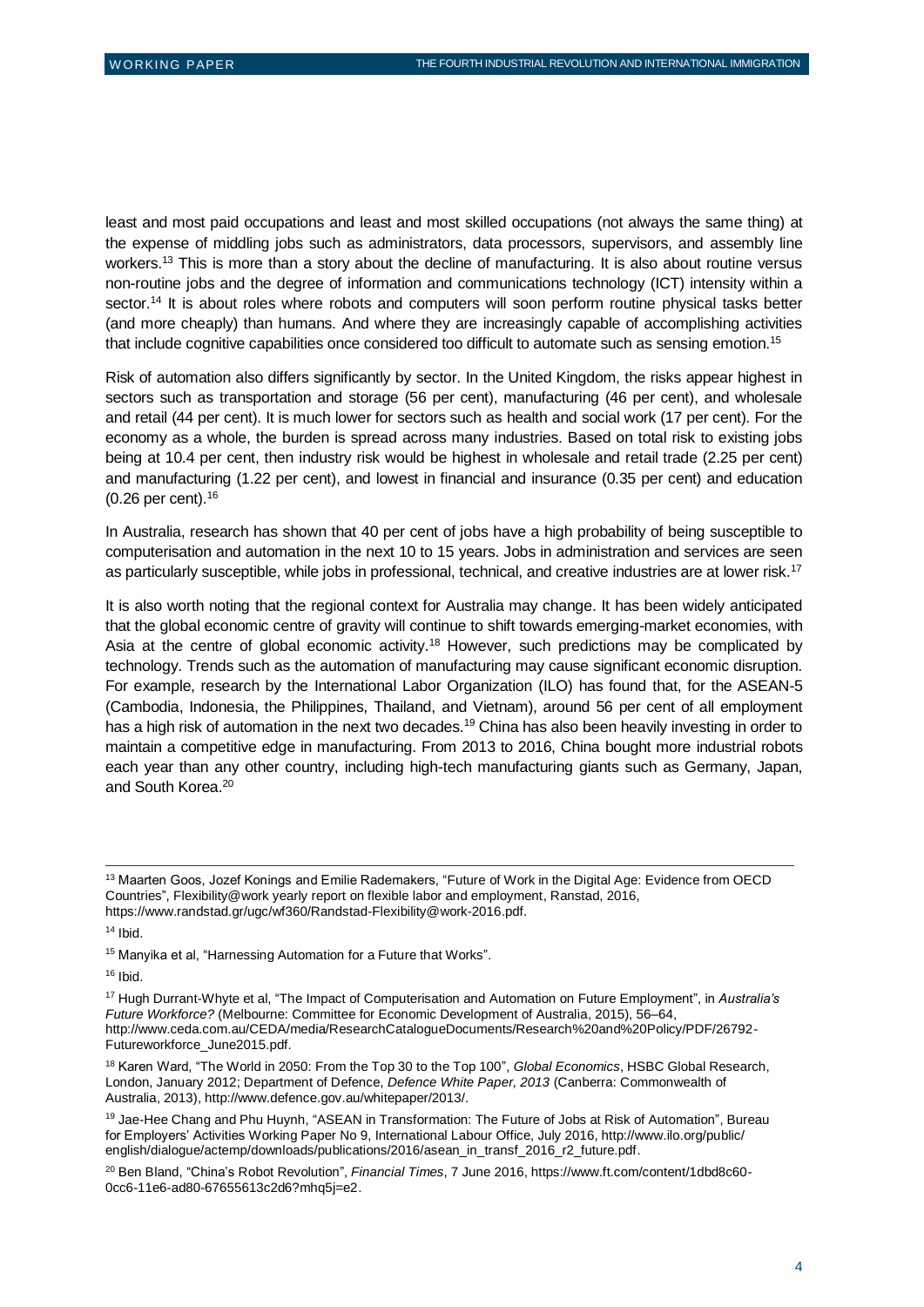least and most paid occupations and least and most skilled occupations (not always the same thing) at the expense of middling jobs such as administrators, data processors, supervisors, and assembly line workers.[13] This is more than a story about the decline of manufacturing. It is also about routine versus non-routine jobs and the degree of information and communications technology (ICT) intensity within a sector.[14] It is about roles where robots and computers will soon perform routine physical tasks better (and more cheaply) than humans. And where they are increasingly capable of accomplishing activities that include cognitive capabilities once considered too difficult to automate such as sensing emotion.[15]

Risk of automation also differs significantly by sector. In the United Kingdom, the risks appear highest in sectors such as transportation and storage (56 per cent), manufacturing (46 per cent), and wholesale and retail (44 per cent). It is much lower for sectors such as health and social work (17 per cent). For the economy as a whole, the burden is spread across many industries. Based on total risk to existing jobs being at 10.4 per cent, then industry risk would be highest in wholesale and retail trade (2.25 per cent) and manufacturing (1.22 per cent), and lowest in financial and insurance (0.35 per cent) and education (0.26 per cent).[16]

In Australia, research has shown that 40 per cent of jobs have a high probability of being susceptible to computerisation and automation in the next 10 to 15 years. Jobs in administration and services are seen as particularly susceptible, while jobs in professional, technical, and creative industries are at lower risk.[17]

It is also worth noting that the regional context for Australia may change. It has been widely anticipated that the global economic centre of gravity will continue to shift towards emerging-market economies, with Asia at the centre of global economic activity.[18] However, such predictions may be complicated by technology. Trends such as the automation of manufacturing may cause significant economic disruption. For example, research by the International Labor Organization (ILO) has found that, for the ASEAN-5 (Cambodia, Indonesia, the Philippines, Thailand, and Vietnam), around 56 per cent of all employment has a high risk of automation in the next two decades.[19] China has also been heavily investing in order to maintain a competitive edge in manufacturing. From 2013 to 2016, China bought more industrial robots each year than any other country, including high-tech manufacturing giants such as Germany, Japan, and South Korea.[20]

---

[13] Maarten Goos, Jozef Konings and Emilie Rademakers, "Future of Work in the Digital Age: Evidence from OECD Countries", Flexibility@work yearly report on flexible labor and employment, Randstad, 2016, https://www.randstad.gr/ugc/wf360/Randstad-Flexibility@work-2016.pdf.

[14] Ibid.

[15] Manyika et al, "Harnessing Automation for a Future that Works".

[16] Ibid.

[17] Hugh Durrant-Whyte et al, "The Impact of Computerisation and Automation on Future Employment", in *Australia's Future Workforce?* (Melbourne: Committee for Economic Development of Australia, 2015), 56–64, http://www.ceda.com.au/CEDA/media/ResearchCatalogueDocuments/Research%20and%20Policy/PDF/26792-Futureworkforce_June2015.pdf.

[18] Karen Ward, "The World in 2050: From the Top 30 to the Top 100", *Global Economics*, HSBC Global Research, London, January 2012; Department of Defence, *Defence White Paper, 2013* (Canberra: Commonwealth of Australia, 2013), http://www.defence.gov.au/whitepaper/2013/.

[19] Jae-Hee Chang and Phu Huynh, "ASEAN in Transformation: The Future of Jobs at Risk of Automation", Bureau for Employers' Activities Working Paper No 9, International Labour Office, July 2016, http://www.ilo.org/public/english/dialogue/actemp/downloads/publications/2016/asean_in_transf_2016_r2_future.pdf.

[20] Ben Bland, "China's Robot Revolution", *Financial Times*, 7 June 2016, https://www.ft.com/content/1dbd8c60-0cc6-11e6-ad80-67655613c2d6?mhq5j=e2.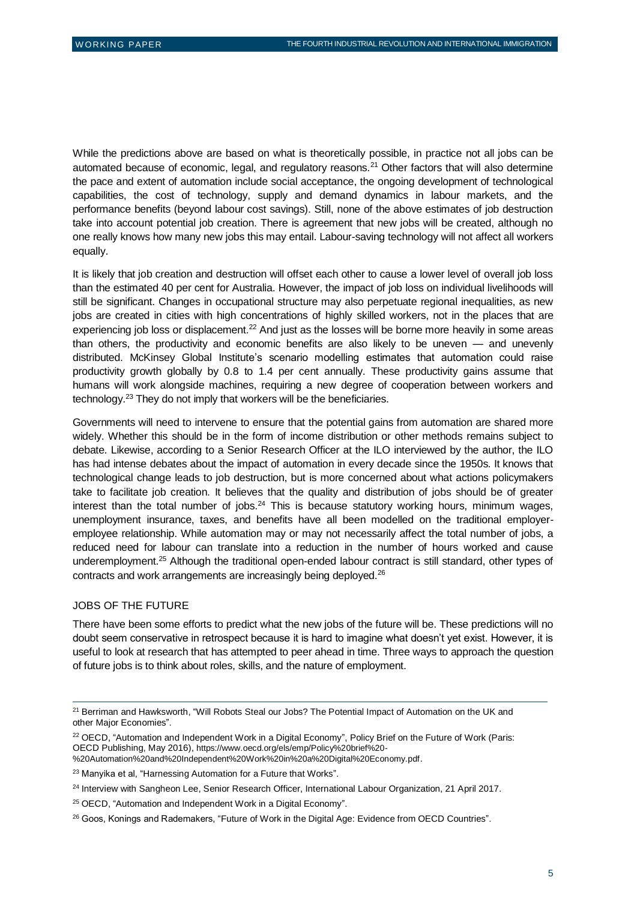While the predictions above are based on what is theoretically possible, in practice not all jobs can be automated because of economic, legal, and regulatory reasons.[21] Other factors that will also determine the pace and extent of automation include social acceptance, the ongoing development of technological capabilities, the cost of technology, supply and demand dynamics in labour markets, and the performance benefits (beyond labour cost savings). Still, none of the above estimates of job destruction take into account potential job creation. There is agreement that new jobs will be created, although no one really knows how many new jobs this may entail. Labour-saving technology will not affect all workers equally.

It is likely that job creation and destruction will offset each other to cause a lower level of overall job loss than the estimated 40 per cent for Australia. However, the impact of job loss on individual livelihoods will still be significant. Changes in occupational structure may also perpetuate regional inequalities, as new jobs are created in cities with high concentrations of highly skilled workers, not in the places that are experiencing job loss or displacement.[22] And just as the losses will be borne more heavily in some areas than others, the productivity and economic benefits are also likely to be uneven — and unevenly distributed. McKinsey Global Institute's scenario modelling estimates that automation could raise productivity growth globally by 0.8 to 1.4 per cent annually. These productivity gains assume that humans will work alongside machines, requiring a new degree of cooperation between workers and technology.[23] They do not imply that workers will be the beneficiaries.

Governments will need to intervene to ensure that the potential gains from automation are shared more widely. Whether this should be in the form of income distribution or other methods remains subject to debate. Likewise, according to a Senior Research Officer at the ILO interviewed by the author, the ILO has had intense debates about the impact of automation in every decade since the 1950s. It knows that technological change leads to job destruction, but is more concerned about what actions policymakers take to facilitate job creation. It believes that the quality and distribution of jobs should be of greater interest than the total number of jobs.[24] This is because statutory working hours, minimum wages, unemployment insurance, taxes, and benefits have all been modelled on the traditional employer-employee relationship. While automation may or may not necessarily affect the total number of jobs, a reduced need for labour can translate into a reduction in the number of hours worked and cause underemployment.[25] Although the traditional open-ended labour contract is still standard, other types of contracts and work arrangements are increasingly being deployed.[26]

## JOBS OF THE FUTURE

There have been some efforts to predict what the new jobs of the future will be. These predictions will no doubt seem conservative in retrospect because it is hard to imagine what doesn't yet exist. However, it is useful to look at research that has attempted to peer ahead in time. Three ways to approach the question of future jobs is to think about roles, skills, and the nature of employment.

---

[21] Berriman and Hawksworth, "Will Robots Steal our Jobs? The Potential Impact of Automation on the UK and other Major Economies".

[22] OECD, "Automation and Independent Work in a Digital Economy", Policy Brief on the Future of Work (Paris: OECD Publishing, May 2016), https://www.oecd.org/els/emp/Policy%20brief%20-%20Automation%20and%20Independent%20Work%20in%20a%20Digital%20Economy.pdf.

[23] Manyika et al, "Harnessing Automation for a Future that Works".

[24] Interview with Sangheon Lee, Senior Research Officer, International Labour Organization, 21 April 2017.

[25] OECD, "Automation and Independent Work in a Digital Economy".

[26] Goos, Konings and Rademakers, "Future of Work in the Digital Age: Evidence from OECD Countries".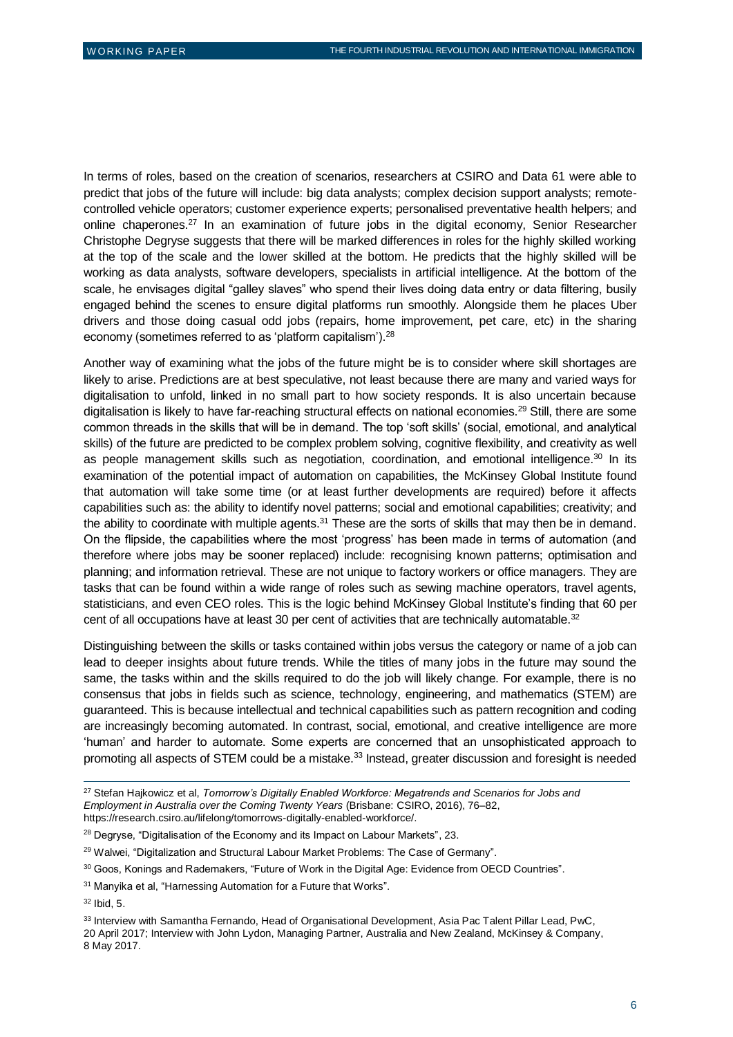In terms of roles, based on the creation of scenarios, researchers at CSIRO and Data 61 were able to predict that jobs of the future will include: big data analysts; complex decision support analysts; remote-controlled vehicle operators; customer experience experts; personalised preventative health helpers; and online chaperones.[27] In an examination of future jobs in the digital economy, Senior Researcher Christophe Degryse suggests that there will be marked differences in roles for the highly skilled working at the top of the scale and the lower skilled at the bottom. He predicts that the highly skilled will be working as data analysts, software developers, specialists in artificial intelligence. At the bottom of the scale, he envisages digital "galley slaves" who spend their lives doing data entry or data filtering, busily engaged behind the scenes to ensure digital platforms run smoothly. Alongside them he places Uber drivers and those doing casual odd jobs (repairs, home improvement, pet care, etc) in the sharing economy (sometimes referred to as 'platform capitalism').[28]

Another way of examining what the jobs of the future might be is to consider where skill shortages are likely to arise. Predictions are at best speculative, not least because there are many and varied ways for digitalisation to unfold, linked in no small part to how society responds. It is also uncertain because digitalisation is likely to have far-reaching structural effects on national economies.[29] Still, there are some common threads in the skills that will be in demand. The top 'soft skills' (social, emotional, and analytical skills) of the future are predicted to be complex problem solving, cognitive flexibility, and creativity as well as people management skills such as negotiation, coordination, and emotional intelligence.[30] In its examination of the potential impact of automation on capabilities, the McKinsey Global Institute found that automation will take some time (or at least further developments are required) before it affects capabilities such as: the ability to identify novel patterns; social and emotional capabilities; creativity; and the ability to coordinate with multiple agents.[31] These are the sorts of skills that may then be in demand. On the flipside, the capabilities where the most 'progress' has been made in terms of automation (and therefore where jobs may be sooner replaced) include: recognising known patterns; optimisation and planning; and information retrieval. These are not unique to factory workers or office managers. They are tasks that can be found within a wide range of roles such as sewing machine operators, travel agents, statisticians, and even CEO roles. This is the logic behind McKinsey Global Institute's finding that 60 per cent of all occupations have at least 30 per cent of activities that are technically automatable.[32]

Distinguishing between the skills or tasks contained within jobs versus the category or name of a job can lead to deeper insights about future trends. While the titles of many jobs in the future may sound the same, the tasks within and the skills required to do the job will likely change. For example, there is no consensus that jobs in fields such as science, technology, engineering, and mathematics (STEM) are guaranteed. This is because intellectual and technical capabilities such as pattern recognition and coding are increasingly becoming automated. In contrast, social, emotional, and creative intelligence are more 'human' and harder to automate. Some experts are concerned that an unsophisticated approach to promoting all aspects of STEM could be a mistake.[33] Instead, greater discussion and foresight is needed

---

[27] Stefan Hajkowicz et al, *Tomorrow's Digitally Enabled Workforce: Megatrends and Scenarios for Jobs and Employment in Australia over the Coming Twenty Years* (Brisbane: CSIRO, 2016), 76–82, https://research.csiro.au/lifelong/tomorrows-digitally-enabled-workforce/.

[28] Degryse, "Digitalisation of the Economy and its Impact on Labour Markets", 23.

[29] Walwei, "Digitalization and Structural Labour Market Problems: The Case of Germany".

[30] Goos, Konings and Rademakers, "Future of Work in the Digital Age: Evidence from OECD Countries".

[31] Manyika et al, "Harnessing Automation for a Future that Works".

[32] Ibid, 5.

[33] Interview with Samantha Fernando, Head of Organisational Development, Asia Pac Talent Pillar Lead, PwC, 20 April 2017; Interview with John Lydon, Managing Partner, Australia and New Zealand, McKinsey & Company, 8 May 2017.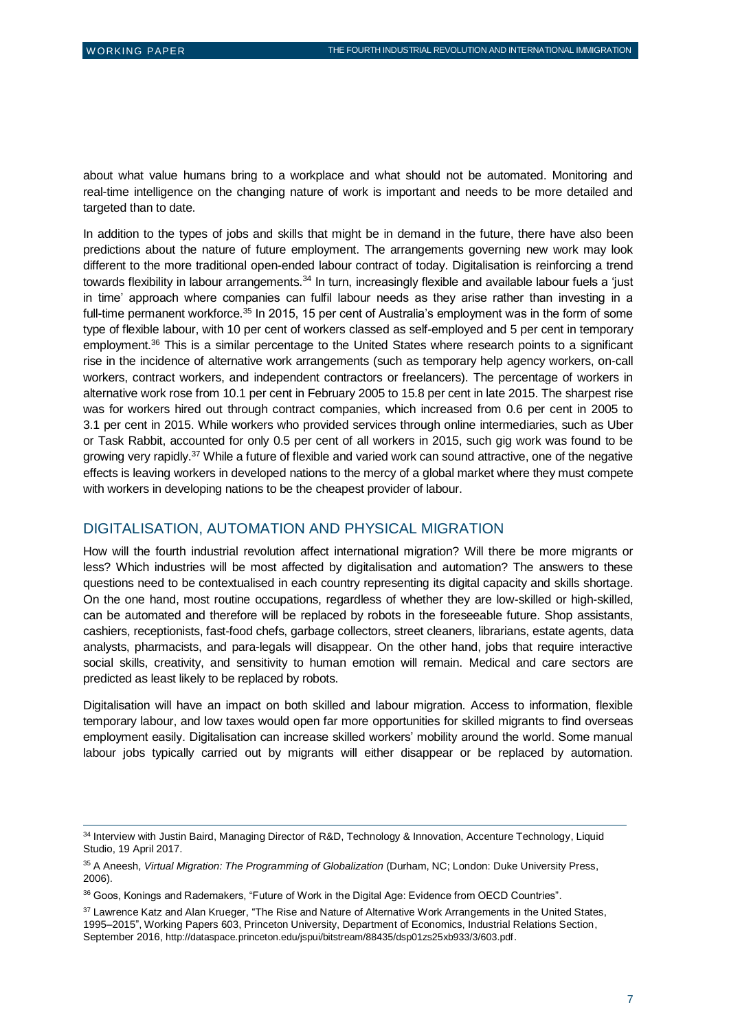about what value humans bring to a workplace and what should not be automated. Monitoring and real-time intelligence on the changing nature of work is important and needs to be more detailed and targeted than to date.

In addition to the types of jobs and skills that might be in demand in the future, there have also been predictions about the nature of future employment. The arrangements governing new work may look different to the more traditional open-ended labour contract of today. Digitalisation is reinforcing a trend towards flexibility in labour arrangements.[34] In turn, increasingly flexible and available labour fuels a 'just in time' approach where companies can fulfil labour needs as they arise rather than investing in a full-time permanent workforce.[35] In 2015, 15 per cent of Australia's employment was in the form of some type of flexible labour, with 10 per cent of workers classed as self-employed and 5 per cent in temporary employment.[36] This is a similar percentage to the United States where research points to a significant rise in the incidence of alternative work arrangements (such as temporary help agency workers, on-call workers, contract workers, and independent contractors or freelancers). The percentage of workers in alternative work rose from 10.1 per cent in February 2005 to 15.8 per cent in late 2015. The sharpest rise was for workers hired out through contract companies, which increased from 0.6 per cent in 2005 to 3.1 per cent in 2015. While workers who provided services through online intermediaries, such as Uber or Task Rabbit, accounted for only 0.5 per cent of all workers in 2015, such gig work was found to be growing very rapidly.[37] While a future of flexible and varied work can sound attractive, one of the negative effects is leaving workers in developed nations to the mercy of a global market where they must compete with workers in developing nations to be the cheapest provider of labour.

## DIGITALISATION, AUTOMATION AND PHYSICAL MIGRATION

How will the fourth industrial revolution affect international migration? Will there be more migrants or less? Which industries will be most affected by digitalisation and automation? The answers to these questions need to be contextualised in each country representing its digital capacity and skills shortage. On the one hand, most routine occupations, regardless of whether they are low-skilled or high-skilled, can be automated and therefore will be replaced by robots in the foreseeable future. Shop assistants, cashiers, receptionists, fast-food chefs, garbage collectors, street cleaners, librarians, estate agents, data analysts, pharmacists, and para-legals will disappear. On the other hand, jobs that require interactive social skills, creativity, and sensitivity to human emotion will remain. Medical and care sectors are predicted as least likely to be replaced by robots.

Digitalisation will have an impact on both skilled and labour migration. Access to information, flexible temporary labour, and low taxes would open far more opportunities for skilled migrants to find overseas employment easily. Digitalisation can increase skilled workers' mobility around the world. Some manual labour jobs typically carried out by migrants will either disappear or be replaced by automation.

---

[34] Interview with Justin Baird, Managing Director of R&D, Technology & Innovation, Accenture Technology, Liquid Studio, 19 April 2017.

[35] A Aneesh, *Virtual Migration: The Programming of Globalization* (Durham, NC; London: Duke University Press, 2006).

[36] Goos, Konings and Rademakers, "Future of Work in the Digital Age: Evidence from OECD Countries".

[37] Lawrence Katz and Alan Krueger, "The Rise and Nature of Alternative Work Arrangements in the United States, 1995–2015", Working Papers 603, Princeton University, Department of Economics, Industrial Relations Section, September 2016, http://dataspace.princeton.edu/jspui/bitstream/88435/dsp01zs25xb933/3/603.pdf.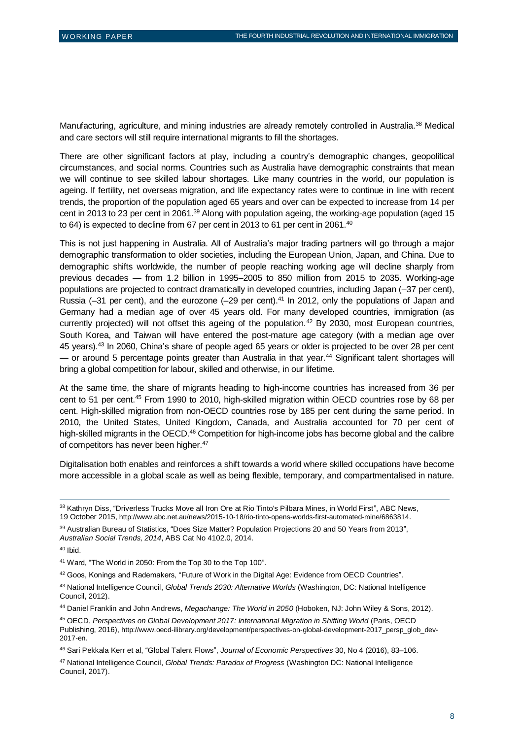Manufacturing, agriculture, and mining industries are already remotely controlled in Australia.[38] Medical and care sectors will still require international migrants to fill the shortages.

There are other significant factors at play, including a country's demographic changes, geopolitical circumstances, and social norms. Countries such as Australia have demographic constraints that mean we will continue to see skilled labour shortages. Like many countries in the world, our population is ageing. If fertility, net overseas migration, and life expectancy rates were to continue in line with recent trends, the proportion of the population aged 65 years and over can be expected to increase from 14 per cent in 2013 to 23 per cent in 2061.[39] Along with population ageing, the working-age population (aged 15 to 64) is expected to decline from 67 per cent in 2013 to 61 per cent in 2061.[40]

This is not just happening in Australia. All of Australia's major trading partners will go through a major demographic transformation to older societies, including the European Union, Japan, and China. Due to demographic shifts worldwide, the number of people reaching working age will decline sharply from previous decades — from 1.2 billion in 1995–2005 to 850 million from 2015 to 2035. Working-age populations are projected to contract dramatically in developed countries, including Japan (–37 per cent), Russia (–31 per cent), and the eurozone (–29 per cent).[41] In 2012, only the populations of Japan and Germany had a median age of over 45 years old. For many developed countries, immigration (as currently projected) will not offset this ageing of the population.[42] By 2030, most European countries, South Korea, and Taiwan will have entered the post-mature age category (with a median age over 45 years).[43] In 2060, China's share of people aged 65 years or older is projected to be over 28 per cent — or around 5 percentage points greater than Australia in that year.[44] Significant talent shortages will bring a global competition for labour, skilled and otherwise, in our lifetime.

At the same time, the share of migrants heading to high-income countries has increased from 36 per cent to 51 per cent.[45] From 1990 to 2010, high-skilled migration within OECD countries rose by 68 per cent. High-skilled migration from non-OECD countries rose by 185 per cent during the same period. In 2010, the United States, United Kingdom, Canada, and Australia accounted for 70 per cent of high-skilled migrants in the OECD.[46] Competition for high-income jobs has become global and the calibre of competitors has never been higher.[47]

Digitalisation both enables and reinforces a shift towards a world where skilled occupations have become more accessible in a global scale as well as being flexible, temporary, and compartmentalised in nature.

---

[38] Kathryn Diss, "Driverless Trucks Move all Iron Ore at Rio Tinto's Pilbara Mines, in World First", ABC News, 19 October 2015, http://www.abc.net.au/news/2015-10-18/rio-tinto-opens-worlds-first-automated-mine/6863814.

[39] Australian Bureau of Statistics, "Does Size Matter? Population Projections 20 and 50 Years from 2013", *Australian Social Trends, 2014*, ABS Cat No 4102.0, 2014.

[40] Ibid.

[41] Ward, "The World in 2050: From the Top 30 to the Top 100".

[42] Goos, Konings and Rademakers, "Future of Work in the Digital Age: Evidence from OECD Countries".

[43] National Intelligence Council, *Global Trends 2030: Alternative Worlds* (Washington, DC: National Intelligence Council, 2012).

[44] Daniel Franklin and John Andrews, *Megachange: The World in 2050* (Hoboken, NJ: John Wiley & Sons, 2012).

[45] OECD, *Perspectives on Global Development 2017: International Migration in Shifting World* (Paris, OECD Publishing, 2016), http://www.oecd-ilibrary.org/development/perspectives-on-global-development-2017_persp_glob_dev-2017-en.

[46] Sari Pekkala Kerr et al, "Global Talent Flows", *Journal of Economic Perspectives* 30, No 4 (2016), 83–106.

[47] National Intelligence Council, *Global Trends: Paradox of Progress* (Washington DC: National Intelligence Council, 2017).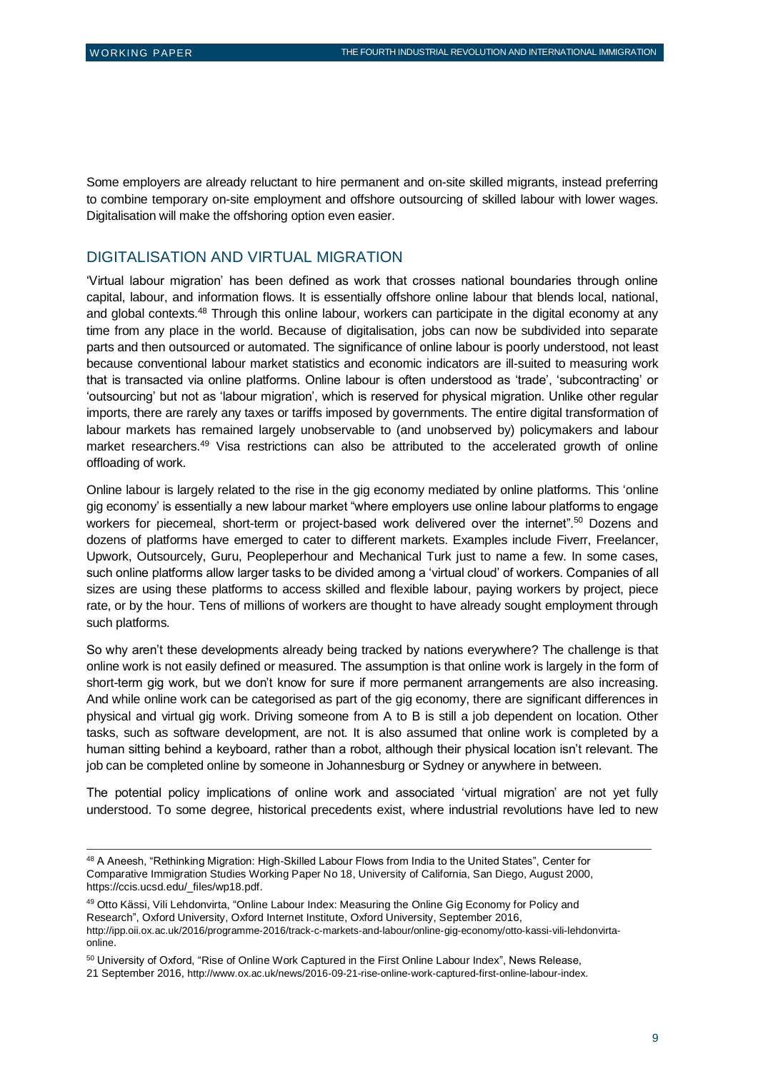Some employers are already reluctant to hire permanent and on-site skilled migrants, instead preferring to combine temporary on-site employment and offshore outsourcing of skilled labour with lower wages. Digitalisation will make the offshoring option even easier.

## DIGITALISATION AND VIRTUAL MIGRATION

'Virtual labour migration' has been defined as work that crosses national boundaries through online capital, labour, and information flows. It is essentially offshore online labour that blends local, national, and global contexts.[48] Through this online labour, workers can participate in the digital economy at any time from any place in the world. Because of digitalisation, jobs can now be subdivided into separate parts and then outsourced or automated. The significance of online labour is poorly understood, not least because conventional labour market statistics and economic indicators are ill-suited to measuring work that is transacted via online platforms. Online labour is often understood as 'trade', 'subcontracting' or 'outsourcing' but not as 'labour migration', which is reserved for physical migration. Unlike other regular imports, there are rarely any taxes or tariffs imposed by governments. The entire digital transformation of labour markets has remained largely unobservable to (and unobserved by) policymakers and labour market researchers.[49] Visa restrictions can also be attributed to the accelerated growth of online offloading of work.

Online labour is largely related to the rise in the gig economy mediated by online platforms. This 'online gig economy' is essentially a new labour market "where employers use online labour platforms to engage workers for piecemeal, short-term or project-based work delivered over the internet".[50] Dozens and dozens of platforms have emerged to cater to different markets. Examples include Fiverr, Freelancer, Upwork, Outsourcely, Guru, Peopleperhour and Mechanical Turk just to name a few. In some cases, such online platforms allow larger tasks to be divided among a 'virtual cloud' of workers. Companies of all sizes are using these platforms to access skilled and flexible labour, paying workers by project, piece rate, or by the hour. Tens of millions of workers are thought to have already sought employment through such platforms.

So why aren't these developments already being tracked by nations everywhere? The challenge is that online work is not easily defined or measured. The assumption is that online work is largely in the form of short-term gig work, but we don't know for sure if more permanent arrangements are also increasing. And while online work can be categorised as part of the gig economy, there are significant differences in physical and virtual gig work. Driving someone from A to B is still a job dependent on location. Other tasks, such as software development, are not. It is also assumed that online work is completed by a human sitting behind a keyboard, rather than a robot, although their physical location isn't relevant. The job can be completed online by someone in Johannesburg or Sydney or anywhere in between.

The potential policy implications of online work and associated 'virtual migration' are not yet fully understood. To some degree, historical precedents exist, where industrial revolutions have led to new

---

[48] A Aneesh, "Rethinking Migration: High-Skilled Labour Flows from India to the United States", Center for Comparative Immigration Studies Working Paper No 18, University of California, San Diego, August 2000, https://ccis.ucsd.edu/_files/wp18.pdf.

[49] Otto Kässi, Vili Lehdonvirta, "Online Labour Index: Measuring the Online Gig Economy for Policy and Research", Oxford University, Oxford Internet Institute, Oxford University, September 2016, http://ipp.oii.ox.ac.uk/2016/programme-2016/track-c-markets-and-labour/online-gig-economy/otto-kassi-vili-lehdonvirta-online.

[50] University of Oxford, "Rise of Online Work Captured in the First Online Labour Index", News Release, 21 September 2016, http://www.ox.ac.uk/news/2016-09-21-rise-online-work-captured-first-online-labour-index.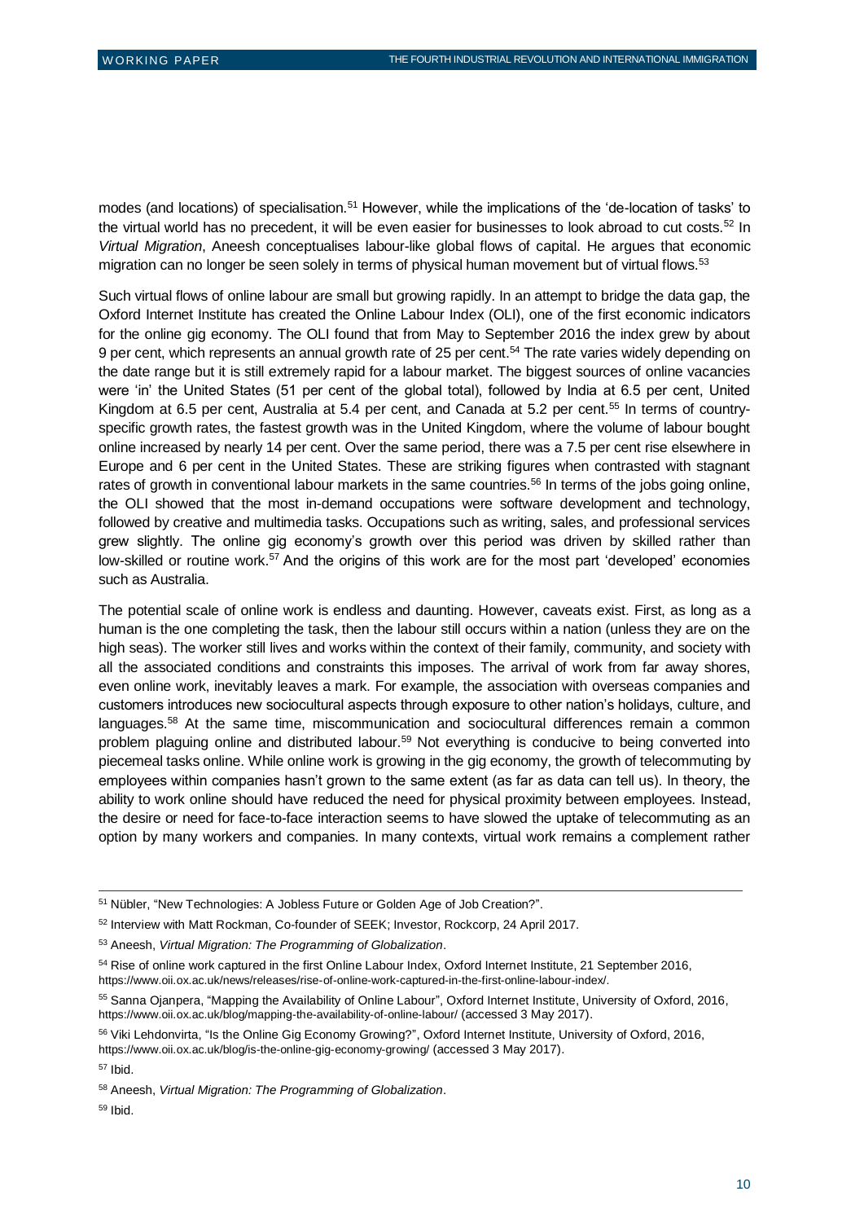modes (and locations) of specialisation.[51] However, while the implications of the 'de-location of tasks' to the virtual world has no precedent, it will be even easier for businesses to look abroad to cut costs.[52] In *Virtual Migration*, Aneesh conceptualises labour-like global flows of capital. He argues that economic migration can no longer be seen solely in terms of physical human movement but of virtual flows.[53]

Such virtual flows of online labour are small but growing rapidly. In an attempt to bridge the data gap, the Oxford Internet Institute has created the Online Labour Index (OLI), one of the first economic indicators for the online gig economy. The OLI found that from May to September 2016 the index grew by about 9 per cent, which represents an annual growth rate of 25 per cent.[54] The rate varies widely depending on the date range but it is still extremely rapid for a labour market. The biggest sources of online vacancies were 'in' the United States (51 per cent of the global total), followed by India at 6.5 per cent, United Kingdom at 6.5 per cent, Australia at 5.4 per cent, and Canada at 5.2 per cent.[55] In terms of country-specific growth rates, the fastest growth was in the United Kingdom, where the volume of labour bought online increased by nearly 14 per cent. Over the same period, there was a 7.5 per cent rise elsewhere in Europe and 6 per cent in the United States. These are striking figures when contrasted with stagnant rates of growth in conventional labour markets in the same countries.[56] In terms of the jobs going online, the OLI showed that the most in-demand occupations were software development and technology, followed by creative and multimedia tasks. Occupations such as writing, sales, and professional services grew slightly. The online gig economy's growth over this period was driven by skilled rather than low-skilled or routine work.[57] And the origins of this work are for the most part 'developed' economies such as Australia.

The potential scale of online work is endless and daunting. However, caveats exist. First, as long as a human is the one completing the task, then the labour still occurs within a nation (unless they are on the high seas). The worker still lives and works within the context of their family, community, and society with all the associated conditions and constraints this imposes. The arrival of work from far away shores, even online work, inevitably leaves a mark. For example, the association with overseas companies and customers introduces new sociocultural aspects through exposure to other nation's holidays, culture, and languages.[58] At the same time, miscommunication and sociocultural differences remain a common problem plaguing online and distributed labour.[59] Not everything is conducive to being converted into piecemeal tasks online. While online work is growing in the gig economy, the growth of telecommuting by employees within companies hasn't grown to the same extent (as far as data can tell us). In theory, the ability to work online should have reduced the need for physical proximity between employees. Instead, the desire or need for face-to-face interaction seems to have slowed the uptake of telecommuting as an option by many workers and companies. In many contexts, virtual work remains a complement rather

---

[51] Nübler, "New Technologies: A Jobless Future or Golden Age of Job Creation?".

[52] Interview with Matt Rockman, Co-founder of SEEK; Investor, Rockcorp, 24 April 2017.

[53] Aneesh, *Virtual Migration: The Programming of Globalization*.

[54] Rise of online work captured in the first Online Labour Index, Oxford Internet Institute, 21 September 2016, https://www.oii.ox.ac.uk/news/releases/rise-of-online-work-captured-in-the-first-online-labour-index/.

[55] Sanna Ojanpera, "Mapping the Availability of Online Labour", Oxford Internet Institute, University of Oxford, 2016, https://www.oii.ox.ac.uk/blog/mapping-the-availability-of-online-labour/ (accessed 3 May 2017).

[56] Viki Lehdonvirta, "Is the Online Gig Economy Growing?", Oxford Internet Institute, University of Oxford, 2016, https://www.oii.ox.ac.uk/blog/is-the-online-gig-economy-growing/ (accessed 3 May 2017).

[57] Ibid.

[58] Aneesh, *Virtual Migration: The Programming of Globalization*.

[59] Ibid.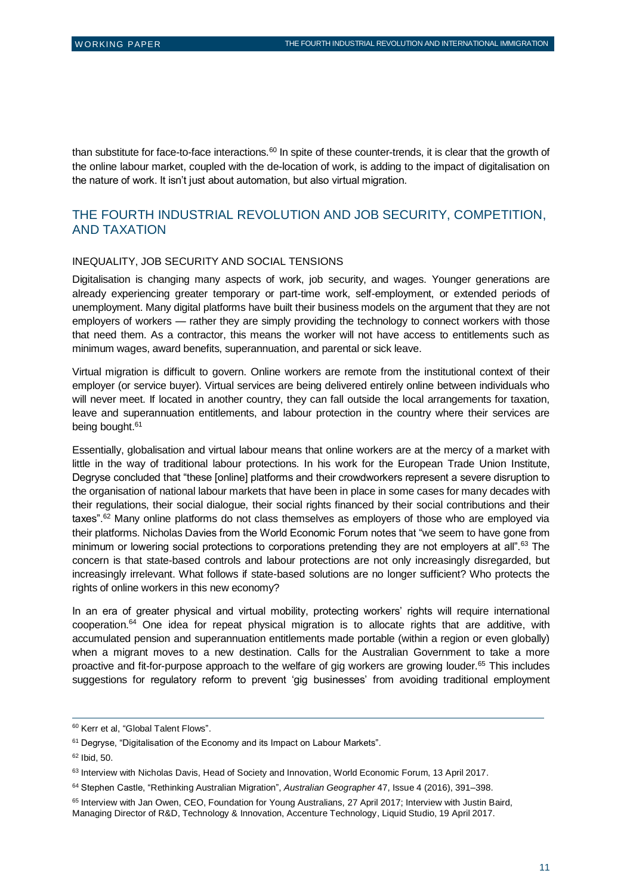than substitute for face-to-face interactions.[60] In spite of these counter-trends, it is clear that the growth of the online labour market, coupled with the de-location of work, is adding to the impact of digitalisation on the nature of work. It isn't just about automation, but also virtual migration.

## THE FOURTH INDUSTRIAL REVOLUTION AND JOB SECURITY, COMPETITION, AND TAXATION

### INEQUALITY, JOB SECURITY AND SOCIAL TENSIONS

Digitalisation is changing many aspects of work, job security, and wages. Younger generations are already experiencing greater temporary or part-time work, self-employment, or extended periods of unemployment. Many digital platforms have built their business models on the argument that they are not employers of workers — rather they are simply providing the technology to connect workers with those that need them. As a contractor, this means the worker will not have access to entitlements such as minimum wages, award benefits, superannuation, and parental or sick leave.

Virtual migration is difficult to govern. Online workers are remote from the institutional context of their employer (or service buyer). Virtual services are being delivered entirely online between individuals who will never meet. If located in another country, they can fall outside the local arrangements for taxation, leave and superannuation entitlements, and labour protection in the country where their services are being bought.[61]

Essentially, globalisation and virtual labour means that online workers are at the mercy of a market with little in the way of traditional labour protections. In his work for the European Trade Union Institute, Degryse concluded that "these [online] platforms and their crowdworkers represent a severe disruption to the organisation of national labour markets that have been in place in some cases for many decades with their regulations, their social dialogue, their social rights financed by their social contributions and their taxes".[62] Many online platforms do not class themselves as employers of those who are employed via their platforms. Nicholas Davies from the World Economic Forum notes that "we seem to have gone from minimum or lowering social protections to corporations pretending they are not employers at all".[63] The concern is that state-based controls and labour protections are not only increasingly disregarded, but increasingly irrelevant. What follows if state-based solutions are no longer sufficient? Who protects the rights of online workers in this new economy?

In an era of greater physical and virtual mobility, protecting workers' rights will require international cooperation.[64] One idea for repeat physical migration is to allocate rights that are additive, with accumulated pension and superannuation entitlements made portable (within a region or even globally) when a migrant moves to a new destination. Calls for the Australian Government to take a more proactive and fit-for-purpose approach to the welfare of gig workers are growing louder.[65] This includes suggestions for regulatory reform to prevent 'gig businesses' from avoiding traditional employment

---

[60] Kerr et al, "Global Talent Flows".

[61] Degryse, "Digitalisation of the Economy and its Impact on Labour Markets".

[62] Ibid, 50.

[63] Interview with Nicholas Davis, Head of Society and Innovation, World Economic Forum, 13 April 2017.

[64] Stephen Castle, "Rethinking Australian Migration", *Australian Geographer* 47, Issue 4 (2016), 391–398.

[65] Interview with Jan Owen, CEO, Foundation for Young Australians, 27 April 2017; Interview with Justin Baird, Managing Director of R&D, Technology & Innovation, Accenture Technology, Liquid Studio, 19 April 2017.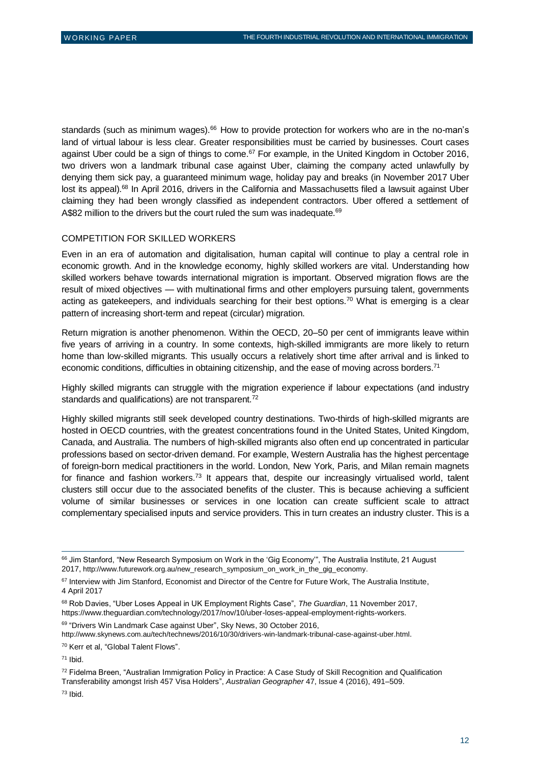standards (such as minimum wages).[66] How to provide protection for workers who are in the no-man's land of virtual labour is less clear. Greater responsibilities must be carried by businesses. Court cases against Uber could be a sign of things to come.[67] For example, in the United Kingdom in October 2016, two drivers won a landmark tribunal case against Uber, claiming the company acted unlawfully by denying them sick pay, a guaranteed minimum wage, holiday pay and breaks (in November 2017 Uber lost its appeal).[68] In April 2016, drivers in the California and Massachusetts filed a lawsuit against Uber claiming they had been wrongly classified as independent contractors. Uber offered a settlement of A$82 million to the drivers but the court ruled the sum was inadequate.[69]

## COMPETITION FOR SKILLED WORKERS

Even in an era of automation and digitalisation, human capital will continue to play a central role in economic growth. And in the knowledge economy, highly skilled workers are vital. Understanding how skilled workers behave towards international migration is important. Observed migration flows are the result of mixed objectives — with multinational firms and other employers pursuing talent, governments acting as gatekeepers, and individuals searching for their best options.[70] What is emerging is a clear pattern of increasing short-term and repeat (circular) migration.

Return migration is another phenomenon. Within the OECD, 20–50 per cent of immigrants leave within five years of arriving in a country. In some contexts, high-skilled immigrants are more likely to return home than low-skilled migrants. This usually occurs a relatively short time after arrival and is linked to economic conditions, difficulties in obtaining citizenship, and the ease of moving across borders.[71]

Highly skilled migrants can struggle with the migration experience if labour expectations (and industry standards and qualifications) are not transparent.[72]

Highly skilled migrants still seek developed country destinations. Two-thirds of high-skilled migrants are hosted in OECD countries, with the greatest concentrations found in the United States, United Kingdom, Canada, and Australia. The numbers of high-skilled migrants also often end up concentrated in particular professions based on sector-driven demand. For example, Western Australia has the highest percentage of foreign-born medical practitioners in the world. London, New York, Paris, and Milan remain magnets for finance and fashion workers.[73] It appears that, despite our increasingly virtualised world, talent clusters still occur due to the associated benefits of the cluster. This is because achieving a sufficient volume of similar businesses or services in one location can create sufficient scale to attract complementary specialised inputs and service providers. This in turn creates an industry cluster. This is a

---

[66] Jim Stanford, "New Research Symposium on Work in the 'Gig Economy'", The Australia Institute, 21 August 2017, http://www.futurework.org.au/new_research_symposium_on_work_in_the_gig_economy.

[67] Interview with Jim Stanford, Economist and Director of the Centre for Future Work, The Australia Institute, 4 April 2017

[68] Rob Davies, "Uber Loses Appeal in UK Employment Rights Case", *The Guardian*, 11 November 2017, https://www.theguardian.com/technology/2017/nov/10/uber-loses-appeal-employment-rights-workers.

[69] "Drivers Win Landmark Case against Uber", Sky News, 30 October 2016, http://www.skynews.com.au/tech/technews/2016/10/30/drivers-win-landmark-tribunal-case-against-uber.html.

[70] Kerr et al, "Global Talent Flows".

[71] Ibid.

[72] Fidelma Breen, "Australian Immigration Policy in Practice: A Case Study of Skill Recognition and Qualification Transferability amongst Irish 457 Visa Holders", *Australian Geographer* 47, Issue 4 (2016), 491–509.

[73] Ibid.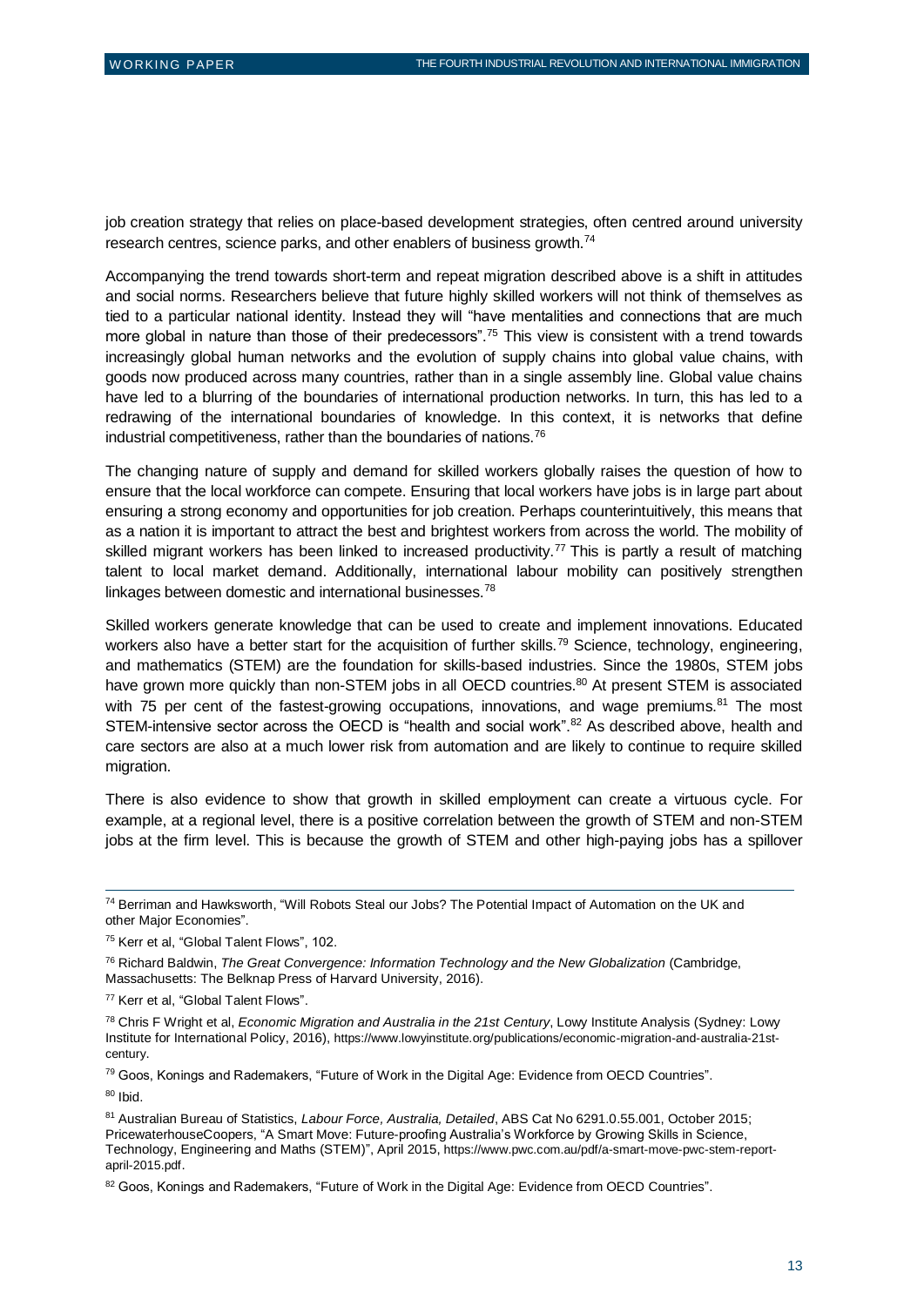job creation strategy that relies on place-based development strategies, often centred around university research centres, science parks, and other enablers of business growth.[74]

Accompanying the trend towards short-term and repeat migration described above is a shift in attitudes and social norms. Researchers believe that future highly skilled workers will not think of themselves as tied to a particular national identity. Instead they will "have mentalities and connections that are much more global in nature than those of their predecessors".[75] This view is consistent with a trend towards increasingly global human networks and the evolution of supply chains into global value chains, with goods now produced across many countries, rather than in a single assembly line. Global value chains have led to a blurring of the boundaries of international production networks. In turn, this has led to a redrawing of the international boundaries of knowledge. In this context, it is networks that define industrial competitiveness, rather than the boundaries of nations.[76]

The changing nature of supply and demand for skilled workers globally raises the question of how to ensure that the local workforce can compete. Ensuring that local workers have jobs is in large part about ensuring a strong economy and opportunities for job creation. Perhaps counterintuitively, this means that as a nation it is important to attract the best and brightest workers from across the world. The mobility of skilled migrant workers has been linked to increased productivity.[77] This is partly a result of matching talent to local market demand. Additionally, international labour mobility can positively strengthen linkages between domestic and international businesses.[78]

Skilled workers generate knowledge that can be used to create and implement innovations. Educated workers also have a better start for the acquisition of further skills.[79] Science, technology, engineering, and mathematics (STEM) are the foundation for skills-based industries. Since the 1980s, STEM jobs have grown more quickly than non-STEM jobs in all OECD countries.[80] At present STEM is associated with 75 per cent of the fastest-growing occupations, innovations, and wage premiums.[81] The most STEM-intensive sector across the OECD is "health and social work".[82] As described above, health and care sectors are also at a much lower risk from automation and are likely to continue to require skilled migration.

There is also evidence to show that growth in skilled employment can create a virtuous cycle. For example, at a regional level, there is a positive correlation between the growth of STEM and non-STEM jobs at the firm level. This is because the growth of STEM and other high-paying jobs has a spillover

---

[74] Berriman and Hawksworth, "Will Robots Steal our Jobs? The Potential Impact of Automation on the UK and other Major Economies".

[75] Kerr et al, "Global Talent Flows", 102.

[76] Richard Baldwin, *The Great Convergence: Information Technology and the New Globalization* (Cambridge, Massachusetts: The Belknap Press of Harvard University, 2016).

[77] Kerr et al, "Global Talent Flows".

[78] Chris F Wright et al, *Economic Migration and Australia in the 21st Century*, Lowy Institute Analysis (Sydney: Lowy Institute for International Policy, 2016), https://www.lowyinstitute.org/publications/economic-migration-and-australia-21st-century.

[79] Goos, Konings and Rademakers, "Future of Work in the Digital Age: Evidence from OECD Countries".

[80] Ibid.

[81] Australian Bureau of Statistics, *Labour Force, Australia, Detailed*, ABS Cat No 6291.0.55.001, October 2015; PricewaterhouseCoopers, "A Smart Move: Future-proofing Australia's Workforce by Growing Skills in Science, Technology, Engineering and Maths (STEM)", April 2015, https://www.pwc.com.au/pdf/a-smart-move-pwc-stem-report-april-2015.pdf.

[82] Goos, Konings and Rademakers, "Future of Work in the Digital Age: Evidence from OECD Countries".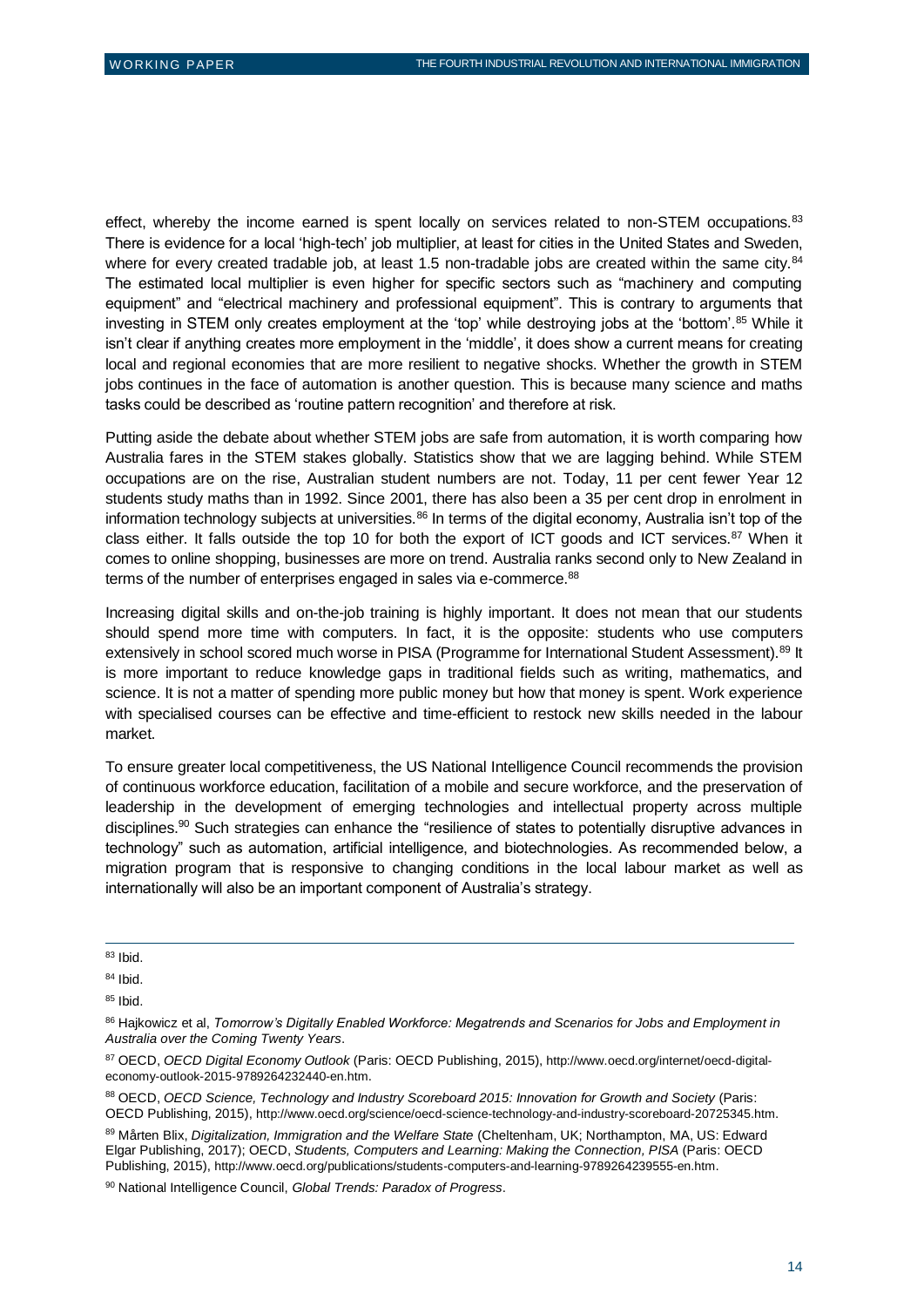effect, whereby the income earned is spent locally on services related to non-STEM occupations.[83] There is evidence for a local 'high-tech' job multiplier, at least for cities in the United States and Sweden, where for every created tradable job, at least 1.5 non-tradable jobs are created within the same city.[84] The estimated local multiplier is even higher for specific sectors such as "machinery and computing equipment" and "electrical machinery and professional equipment". This is contrary to arguments that investing in STEM only creates employment at the 'top' while destroying jobs at the 'bottom'.[85] While it isn't clear if anything creates more employment in the 'middle', it does show a current means for creating local and regional economies that are more resilient to negative shocks. Whether the growth in STEM jobs continues in the face of automation is another question. This is because many science and maths tasks could be described as 'routine pattern recognition' and therefore at risk.

Putting aside the debate about whether STEM jobs are safe from automation, it is worth comparing how Australia fares in the STEM stakes globally. Statistics show that we are lagging behind. While STEM occupations are on the rise, Australian student numbers are not. Today, 11 per cent fewer Year 12 students study maths than in 1992. Since 2001, there has also been a 35 per cent drop in enrolment in information technology subjects at universities.[86] In terms of the digital economy, Australia isn't top of the class either. It falls outside the top 10 for both the export of ICT goods and ICT services.[87] When it comes to online shopping, businesses are more on trend. Australia ranks second only to New Zealand in terms of the number of enterprises engaged in sales via e-commerce.[88]

Increasing digital skills and on-the-job training is highly important. It does not mean that our students should spend more time with computers. In fact, it is the opposite: students who use computers extensively in school scored much worse in PISA (Programme for International Student Assessment).[89] It is more important to reduce knowledge gaps in traditional fields such as writing, mathematics, and science. It is not a matter of spending more public money but how that money is spent. Work experience with specialised courses can be effective and time-efficient to restock new skills needed in the labour market.

To ensure greater local competitiveness, the US National Intelligence Council recommends the provision of continuous workforce education, facilitation of a mobile and secure workforce, and the preservation of leadership in the development of emerging technologies and intellectual property across multiple disciplines.[90] Such strategies can enhance the "resilience of states to potentially disruptive advances in technology" such as automation, artificial intelligence, and biotechnologies. As recommended below, a migration program that is responsive to changing conditions in the local labour market as well as internationally will also be an important component of Australia's strategy.

---

[83] Ibid.

[84] Ibid.

[85] Ibid.

[86] Hajkowicz et al, *Tomorrow's Digitally Enabled Workforce: Megatrends and Scenarios for Jobs and Employment in Australia over the Coming Twenty Years*.

[87] OECD, *OECD Digital Economy Outlook* (Paris: OECD Publishing, 2015), http://www.oecd.org/internet/oecd-digital-economy-outlook-2015-9789264232440-en.htm.

[88] OECD, *OECD Science, Technology and Industry Scoreboard 2015: Innovation for Growth and Society* (Paris: OECD Publishing, 2015), http://www.oecd.org/science/oecd-science-technology-and-industry-scoreboard-20725345.htm.

[89] Mårten Blix, *Digitalization, Immigration and the Welfare State* (Cheltenham, UK; Northampton, MA, US: Edward Elgar Publishing, 2017); OECD, *Students, Computers and Learning: Making the Connection, PISA* (Paris: OECD Publishing, 2015), http://www.oecd.org/publications/students-computers-and-learning-9789264239555-en.htm.

[90] National Intelligence Council, *Global Trends: Paradox of Progress*.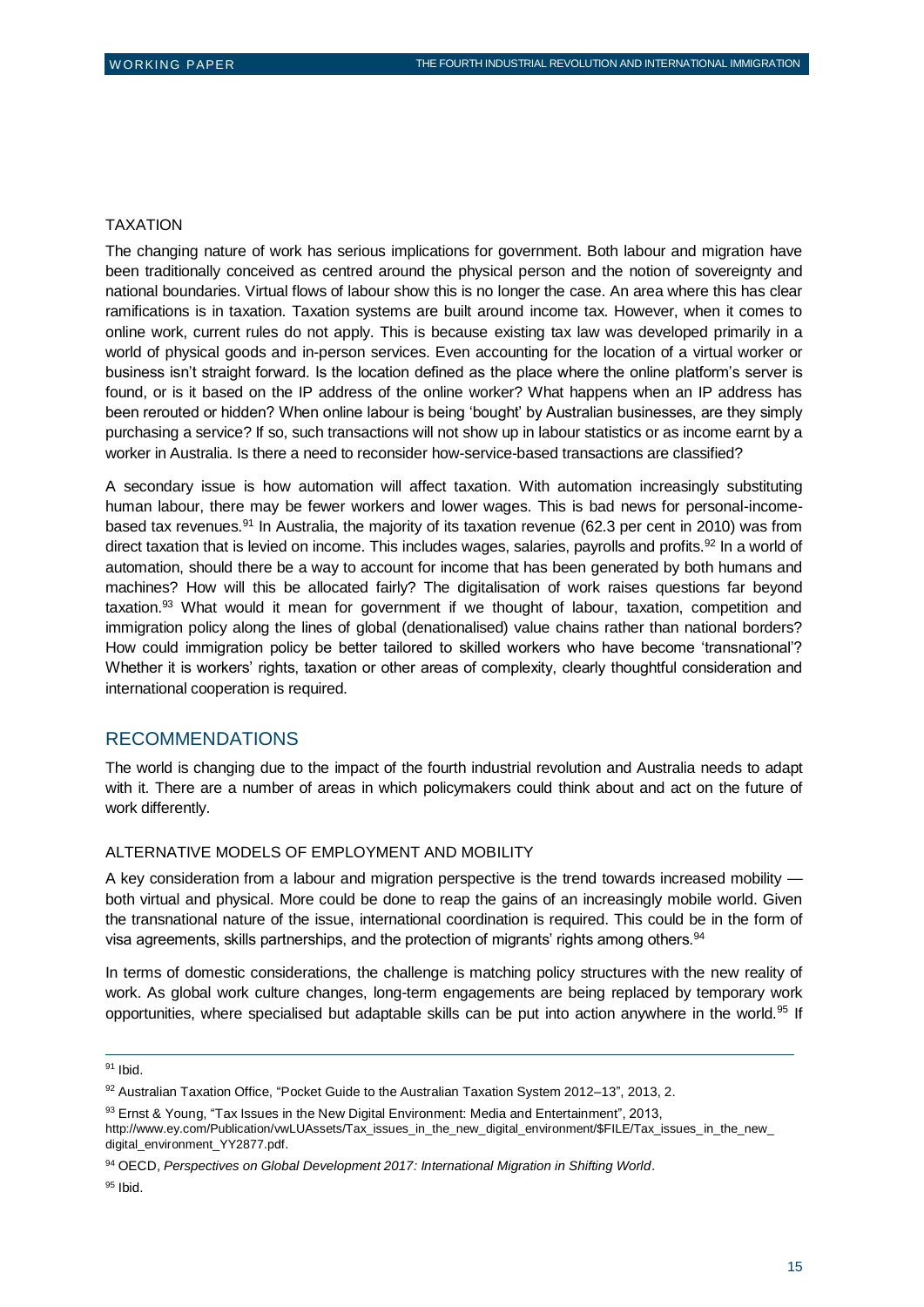### TAXATION

The changing nature of work has serious implications for government. Both labour and migration have been traditionally conceived as centred around the physical person and the notion of sovereignty and national boundaries. Virtual flows of labour show this is no longer the case. An area where this has clear ramifications is in taxation. Taxation systems are built around income tax. However, when it comes to online work, current rules do not apply. This is because existing tax law was developed primarily in a world of physical goods and in-person services. Even accounting for the location of a virtual worker or business isn't straight forward. Is the location defined as the place where the online platform's server is found, or is it based on the IP address of the online worker? What happens when an IP address has been rerouted or hidden? When online labour is being 'bought' by Australian businesses, are they simply purchasing a service? If so, such transactions will not show up in labour statistics or as income earnt by a worker in Australia. Is there a need to reconsider how-service-based transactions are classified?

A secondary issue is how automation will affect taxation. With automation increasingly substituting human labour, there may be fewer workers and lower wages. This is bad news for personal-income-based tax revenues.[91] In Australia, the majority of its taxation revenue (62.3 per cent in 2010) was from direct taxation that is levied on income. This includes wages, salaries, payrolls and profits.[92] In a world of automation, should there be a way to account for income that has been generated by both humans and machines? How will this be allocated fairly? The digitalisation of work raises questions far beyond taxation.[93] What would it mean for government if we thought of labour, taxation, competition and immigration policy along the lines of global (denationalised) value chains rather than national borders? How could immigration policy be better tailored to skilled workers who have become 'transnational'? Whether it is workers' rights, taxation or other areas of complexity, clearly thoughtful consideration and international cooperation is required.

## RECOMMENDATIONS

The world is changing due to the impact of the fourth industrial revolution and Australia needs to adapt with it. There are a number of areas in which policymakers could think about and act on the future of work differently.

### ALTERNATIVE MODELS OF EMPLOYMENT AND MOBILITY

A key consideration from a labour and migration perspective is the trend towards increased mobility — both virtual and physical. More could be done to reap the gains of an increasingly mobile world. Given the transnational nature of the issue, international coordination is required. This could be in the form of visa agreements, skills partnerships, and the protection of migrants' rights among others.[94]

In terms of domestic considerations, the challenge is matching policy structures with the new reality of work. As global work culture changes, long-term engagements are being replaced by temporary work opportunities, where specialised but adaptable skills can be put into action anywhere in the world.[95] If

---

[91] Ibid.

[92] Australian Taxation Office, "Pocket Guide to the Australian Taxation System 2012–13", 2013, 2.

[93] Ernst & Young, "Tax Issues in the New Digital Environment: Media and Entertainment", 2013, http://www.ey.com/Publication/vwLUAssets/Tax_issues_in_the_new_digital_environment/$FILE/Tax_issues_in_the_new_digital_environment_YY2877.pdf.

[94] OECD, *Perspectives on Global Development 2017: International Migration in Shifting World*.

[95] Ibid.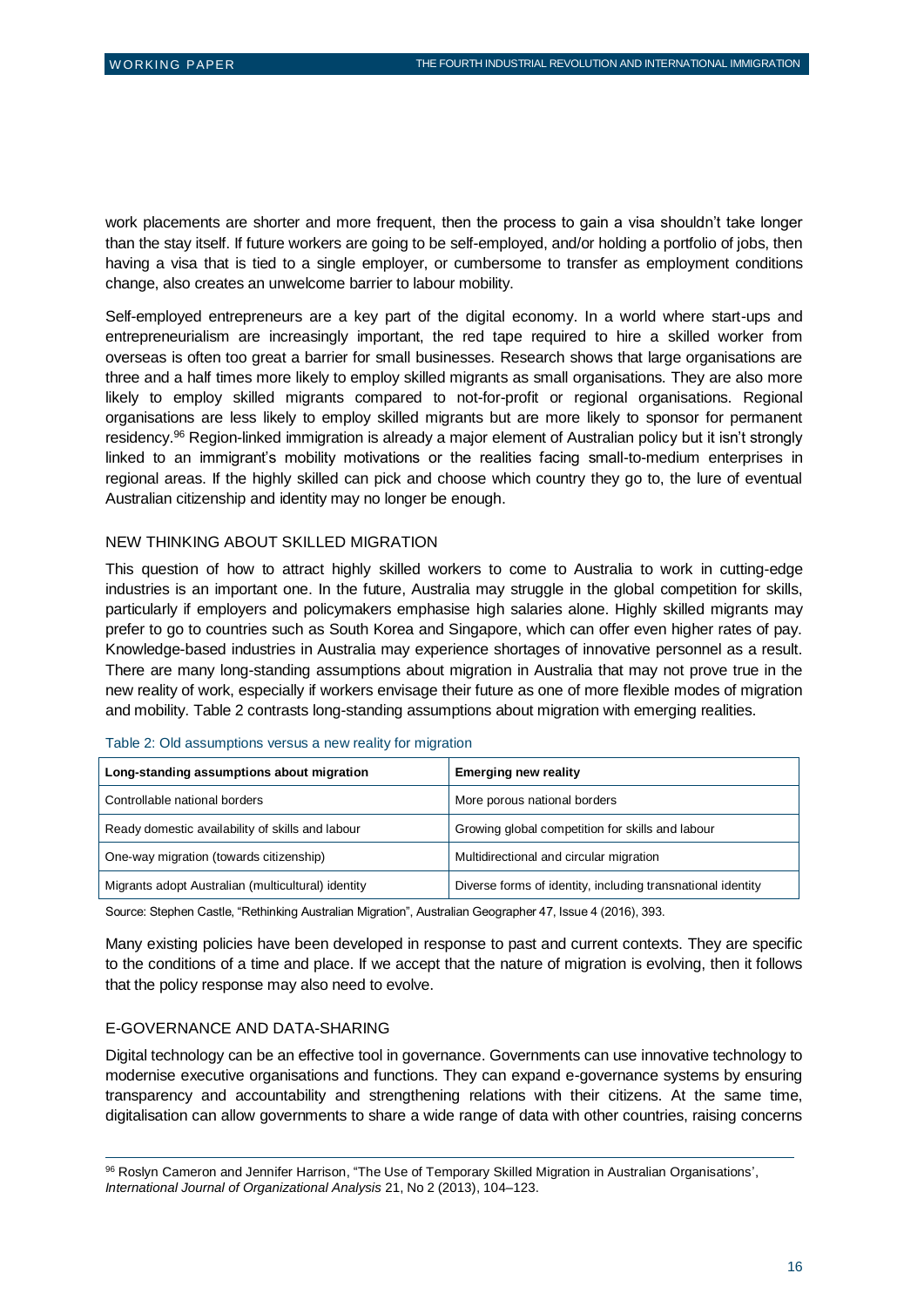work placements are shorter and more frequent, then the process to gain a visa shouldn't take longer than the stay itself. If future workers are going to be self-employed, and/or holding a portfolio of jobs, then having a visa that is tied to a single employer, or cumbersome to transfer as employment conditions change, also creates an unwelcome barrier to labour mobility.

Self-employed entrepreneurs are a key part of the digital economy. In a world where start-ups and entrepreneurialism are increasingly important, the red tape required to hire a skilled worker from overseas is often too great a barrier for small businesses. Research shows that large organisations are three and a half times more likely to employ skilled migrants as small organisations. They are also more likely to employ skilled migrants compared to not-for-profit or regional organisations. Regional organisations are less likely to employ skilled migrants but are more likely to sponsor for permanent residency.[96] Region-linked immigration is already a major element of Australian policy but it isn't strongly linked to an immigrant's mobility motivations or the realities facing small-to-medium enterprises in regional areas. If the highly skilled can pick and choose which country they go to, the lure of eventual Australian citizenship and identity may no longer be enough.

## NEW THINKING ABOUT SKILLED MIGRATION

This question of how to attract highly skilled workers to come to Australia to work in cutting-edge industries is an important one. In the future, Australia may struggle in the global competition for skills, particularly if employers and policymakers emphasise high salaries alone. Highly skilled migrants may prefer to go to countries such as South Korea and Singapore, which can offer even higher rates of pay. Knowledge-based industries in Australia may experience shortages of innovative personnel as a result. There are many long-standing assumptions about migration in Australia that may not prove true in the new reality of work, especially if workers envisage their future as one of more flexible modes of migration and mobility. Table 2 contrasts long-standing assumptions about migration with emerging realities.

Table 2: Old assumptions versus a new reality for migration

| Long-standing assumptions about migration | Emerging new reality |
| --- | --- |
| Controllable national borders | More porous national borders |
| Ready domestic availability of skills and labour | Growing global competition for skills and labour |
| One-way migration (towards citizenship) | Multidirectional and circular migration |
| Migrants adopt Australian (multicultural) identity | Diverse forms of identity, including transnational identity |

Source: Stephen Castle, "Rethinking Australian Migration", Australian Geographer 47, Issue 4 (2016), 393.

Many existing policies have been developed in response to past and current contexts. They are specific to the conditions of a time and place. If we accept that the nature of migration is evolving, then it follows that the policy response may also need to evolve.

## E-GOVERNANCE AND DATA-SHARING

Digital technology can be an effective tool in governance. Governments can use innovative technology to modernise executive organisations and functions. They can expand e-governance systems by ensuring transparency and accountability and strengthening relations with their citizens. At the same time, digitalisation can allow governments to share a wide range of data with other countries, raising concerns

[96] Roslyn Cameron and Jennifer Harrison, "The Use of Temporary Skilled Migration in Australian Organisations', *International Journal of Organizational Analysis* 21, No 2 (2013), 104–123.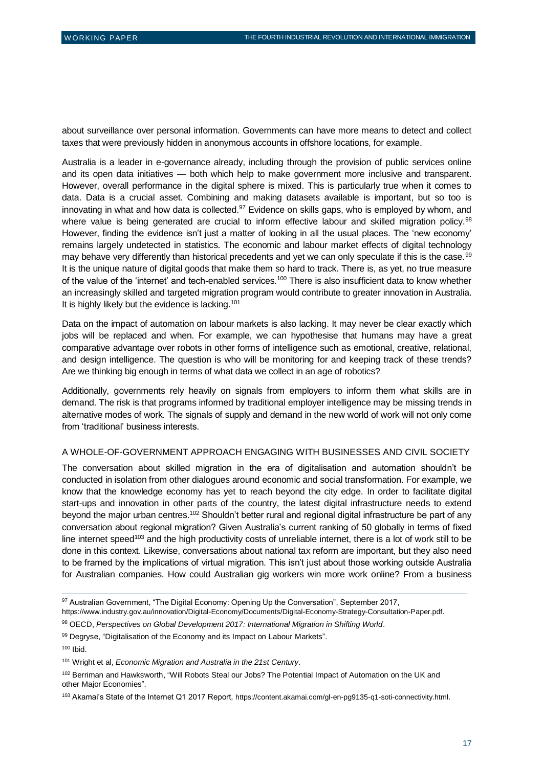about surveillance over personal information. Governments can have more means to detect and collect taxes that were previously hidden in anonymous accounts in offshore locations, for example.

Australia is a leader in e-governance already, including through the provision of public services online and its open data initiatives — both which help to make government more inclusive and transparent. However, overall performance in the digital sphere is mixed. This is particularly true when it comes to data. Data is a crucial asset. Combining and making datasets available is important, but so too is innovating in what and how data is collected.[97] Evidence on skills gaps, who is employed by whom, and where value is being generated are crucial to inform effective labour and skilled migration policy.[98] However, finding the evidence isn't just a matter of looking in all the usual places. The 'new economy' remains largely undetected in statistics. The economic and labour market effects of digital technology may behave very differently than historical precedents and yet we can only speculate if this is the case.[99] It is the unique nature of digital goods that make them so hard to track. There is, as yet, no true measure of the value of the 'internet' and tech-enabled services.[100] There is also insufficient data to know whether an increasingly skilled and targeted migration program would contribute to greater innovation in Australia. It is highly likely but the evidence is lacking.[101]

Data on the impact of automation on labour markets is also lacking. It may never be clear exactly which jobs will be replaced and when. For example, we can hypothesise that humans may have a great comparative advantage over robots in other forms of intelligence such as emotional, creative, relational, and design intelligence. The question is who will be monitoring for and keeping track of these trends? Are we thinking big enough in terms of what data we collect in an age of robotics?

Additionally, governments rely heavily on signals from employers to inform them what skills are in demand. The risk is that programs informed by traditional employer intelligence may be missing trends in alternative modes of work. The signals of supply and demand in the new world of work will not only come from 'traditional' business interests.

### A WHOLE-OF-GOVERNMENT APPROACH ENGAGING WITH BUSINESSES AND CIVIL SOCIETY

The conversation about skilled migration in the era of digitalisation and automation shouldn't be conducted in isolation from other dialogues around economic and social transformation. For example, we know that the knowledge economy has yet to reach beyond the city edge. In order to facilitate digital start-ups and innovation in other parts of the country, the latest digital infrastructure needs to extend beyond the major urban centres.[102] Shouldn't better rural and regional digital infrastructure be part of any conversation about regional migration? Given Australia's current ranking of 50 globally in terms of fixed line internet speed[103] and the high productivity costs of unreliable internet, there is a lot of work still to be done in this context. Likewise, conversations about national tax reform are important, but they also need to be framed by the implications of virtual migration. This isn't just about those working outside Australia for Australian companies. How could Australian gig workers win more work online? From a business

---

[97] Australian Government, "The Digital Economy: Opening Up the Conversation", September 2017, https://www.industry.gov.au/innovation/Digital-Economy/Documents/Digital-Economy-Strategy-Consultation-Paper.pdf.

[98] OECD, *Perspectives on Global Development 2017: International Migration in Shifting World*.

[99] Degryse, "Digitalisation of the Economy and its Impact on Labour Markets".

[100] Ibid.

[101] Wright et al, *Economic Migration and Australia in the 21st Century*.

[102] Berriman and Hawksworth, "Will Robots Steal our Jobs? The Potential Impact of Automation on the UK and other Major Economies".

[103] Akamai's State of the Internet Q1 2017 Report, https://content.akamai.com/gl-en-pg9135-q1-soti-connectivity.html.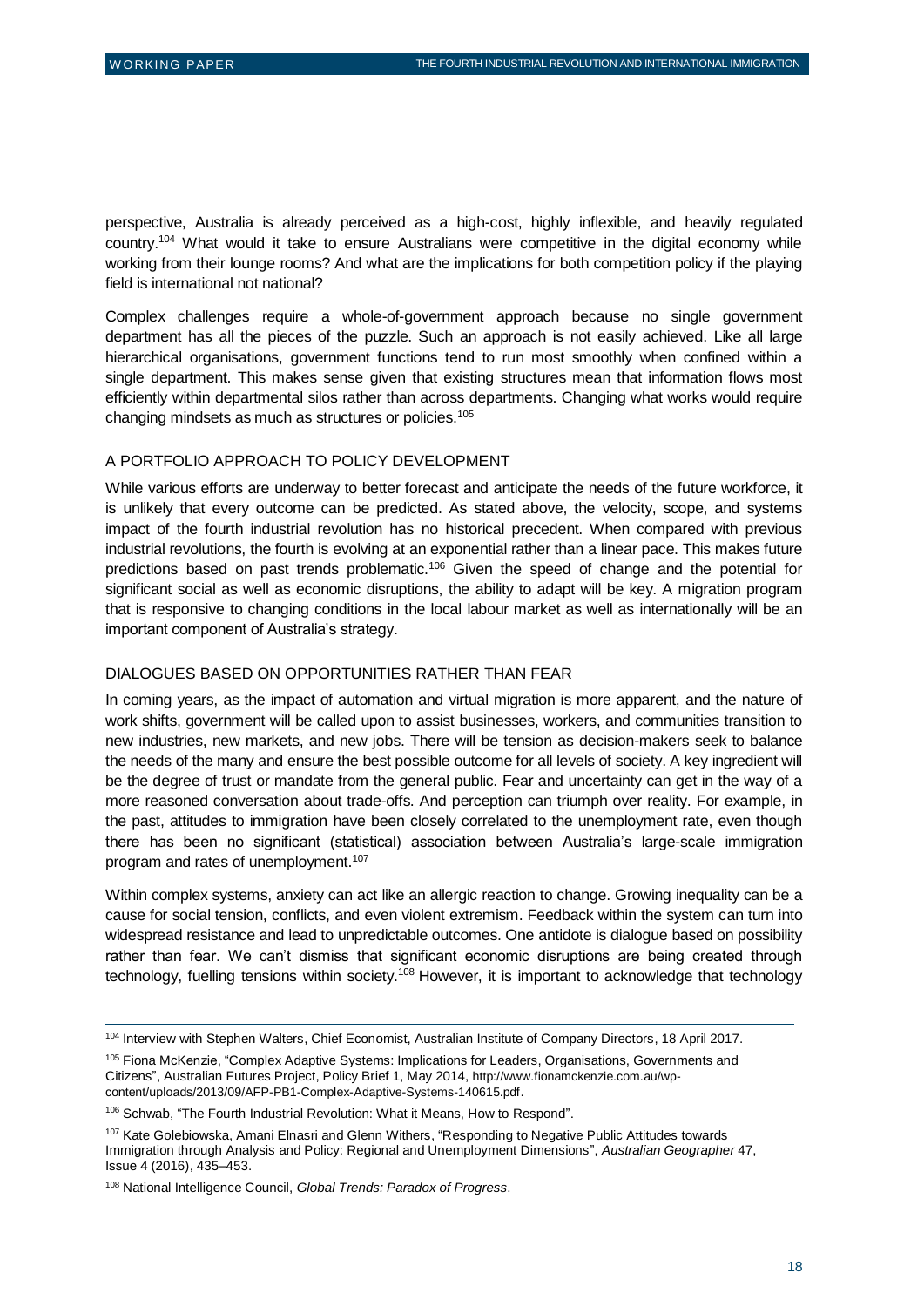perspective, Australia is already perceived as a high-cost, highly inflexible, and heavily regulated country.[104] What would it take to ensure Australians were competitive in the digital economy while working from their lounge rooms? And what are the implications for both competition policy if the playing field is international not national?

Complex challenges require a whole-of-government approach because no single government department has all the pieces of the puzzle. Such an approach is not easily achieved. Like all large hierarchical organisations, government functions tend to run most smoothly when confined within a single department. This makes sense given that existing structures mean that information flows most efficiently within departmental silos rather than across departments. Changing what works would require changing mindsets as much as structures or policies.[105]

### A PORTFOLIO APPROACH TO POLICY DEVELOPMENT

While various efforts are underway to better forecast and anticipate the needs of the future workforce, it is unlikely that every outcome can be predicted. As stated above, the velocity, scope, and systems impact of the fourth industrial revolution has no historical precedent. When compared with previous industrial revolutions, the fourth is evolving at an exponential rather than a linear pace. This makes future predictions based on past trends problematic.[106] Given the speed of change and the potential for significant social as well as economic disruptions, the ability to adapt will be key. A migration program that is responsive to changing conditions in the local labour market as well as internationally will be an important component of Australia's strategy.

### DIALOGUES BASED ON OPPORTUNITIES RATHER THAN FEAR

In coming years, as the impact of automation and virtual migration is more apparent, and the nature of work shifts, government will be called upon to assist businesses, workers, and communities transition to new industries, new markets, and new jobs. There will be tension as decision-makers seek to balance the needs of the many and ensure the best possible outcome for all levels of society. A key ingredient will be the degree of trust or mandate from the general public. Fear and uncertainty can get in the way of a more reasoned conversation about trade-offs. And perception can triumph over reality. For example, in the past, attitudes to immigration have been closely correlated to the unemployment rate, even though there has been no significant (statistical) association between Australia's large-scale immigration program and rates of unemployment.[107]

Within complex systems, anxiety can act like an allergic reaction to change. Growing inequality can be a cause for social tension, conflicts, and even violent extremism. Feedback within the system can turn into widespread resistance and lead to unpredictable outcomes. One antidote is dialogue based on possibility rather than fear. We can't dismiss that significant economic disruptions are being created through technology, fuelling tensions within society.[108] However, it is important to acknowledge that technology

---

[104] Interview with Stephen Walters, Chief Economist, Australian Institute of Company Directors, 18 April 2017.

[105] Fiona McKenzie, "Complex Adaptive Systems: Implications for Leaders, Organisations, Governments and Citizens", Australian Futures Project, Policy Brief 1, May 2014, http://www.fionamckenzie.com.au/wp-content/uploads/2013/09/AFP-PB1-Complex-Adaptive-Systems-140615.pdf.

[106] Schwab, "The Fourth Industrial Revolution: What it Means, How to Respond".

[107] Kate Golebiowska, Amani Elnasri and Glenn Withers, "Responding to Negative Public Attitudes towards Immigration through Analysis and Policy: Regional and Unemployment Dimensions", *Australian Geographer* 47, Issue 4 (2016), 435–453.

[108] National Intelligence Council, *Global Trends: Paradox of Progress*.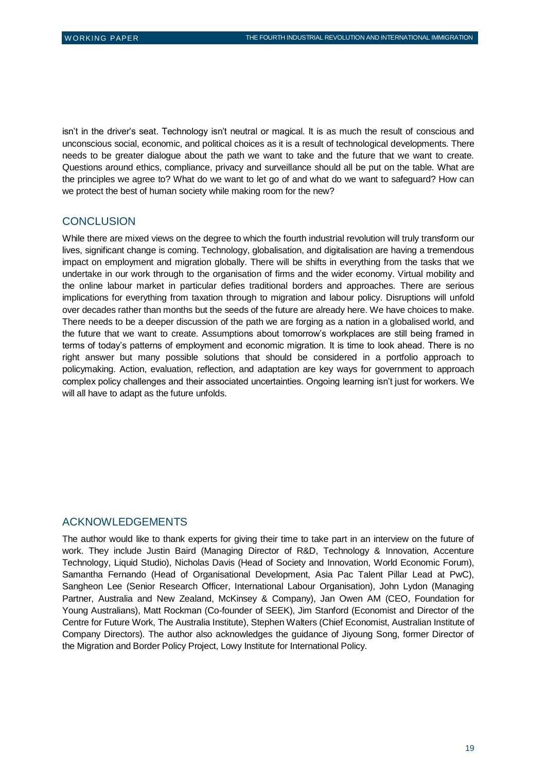isn't in the driver's seat. Technology isn't neutral or magical. It is as much the result of conscious and unconscious social, economic, and political choices as it is a result of technological developments. There needs to be greater dialogue about the path we want to take and the future that we want to create. Questions around ethics, compliance, privacy and surveillance should all be put on the table. What are the principles we agree to? What do we want to let go of and what do we want to safeguard? How can we protect the best of human society while making room for the new?

## CONCLUSION

While there are mixed views on the degree to which the fourth industrial revolution will truly transform our lives, significant change is coming. Technology, globalisation, and digitalisation are having a tremendous impact on employment and migration globally. There will be shifts in everything from the tasks that we undertake in our work through to the organisation of firms and the wider economy. Virtual mobility and the online labour market in particular defies traditional borders and approaches. There are serious implications for everything from taxation through to migration and labour policy. Disruptions will unfold over decades rather than months but the seeds of the future are already here. We have choices to make. There needs to be a deeper discussion of the path we are forging as a nation in a globalised world, and the future that we want to create. Assumptions about tomorrow's workplaces are still being framed in terms of today's patterns of employment and economic migration. It is time to look ahead. There is no right answer but many possible solutions that should be considered in a portfolio approach to policymaking. Action, evaluation, reflection, and adaptation are key ways for government to approach complex policy challenges and their associated uncertainties. Ongoing learning isn't just for workers. We will all have to adapt as the future unfolds.

## ACKNOWLEDGEMENTS

The author would like to thank experts for giving their time to take part in an interview on the future of work. They include Justin Baird (Managing Director of R&D, Technology & Innovation, Accenture Technology, Liquid Studio), Nicholas Davis (Head of Society and Innovation, World Economic Forum), Samantha Fernando (Head of Organisational Development, Asia Pac Talent Pillar Lead at PwC), Sangheon Lee (Senior Research Officer, International Labour Organisation), John Lydon (Managing Partner, Australia and New Zealand, McKinsey & Company), Jan Owen AM (CEO, Foundation for Young Australians), Matt Rockman (Co-founder of SEEK), Jim Stanford (Economist and Director of the Centre for Future Work, The Australia Institute), Stephen Walters (Chief Economist, Australian Institute of Company Directors). The author also acknowledges the guidance of Jiyoung Song, former Director of the Migration and Border Policy Project, Lowy Institute for International Policy.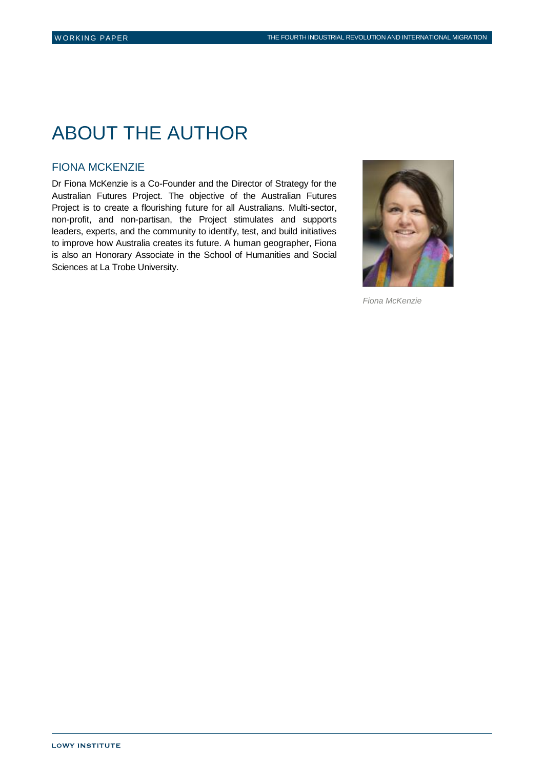# ABOUT THE AUTHOR

## FIONA MCKENZIE

Dr Fiona McKenzie is a Co-Founder and the Director of Strategy for the Australian Futures Project. The objective of the Australian Futures Project is to create a flourishing future for all Australians. Multi-sector, non-profit, and non-partisan, the Project stimulates and supports leaders, experts, and the community to identify, test, and build initiatives to improve how Australia creates its future. A human geographer, Fiona is also an Honorary Associate in the School of Humanities and Social Sciences at La Trobe University.

*Fiona McKenzie*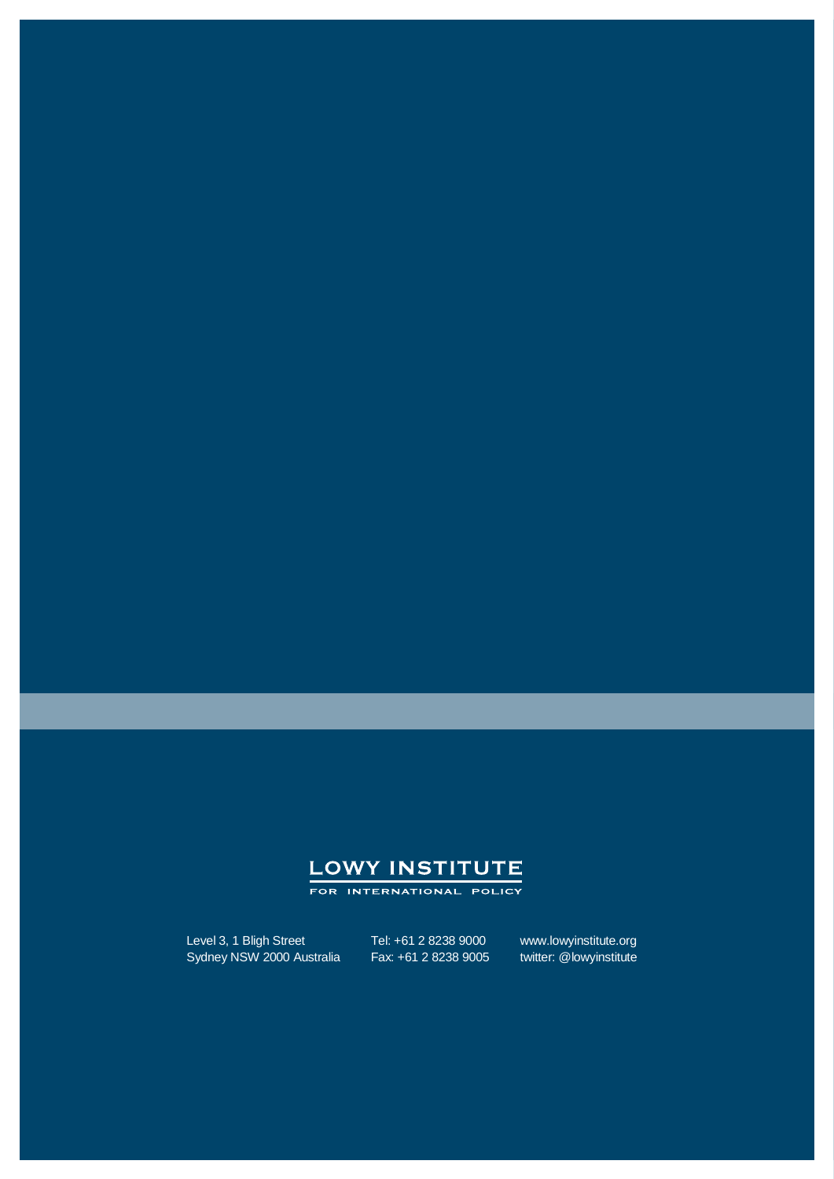**LOWY INSTITUTE**

FOR INTERNATIONAL POLICY

Level 3, 1 Bligh Street
Sydney NSW 2000 Australia

Tel: +61 2 8238 9000
Fax: +61 2 8238 9005

www.lowyinstitute.org
twitter: @lowyinstitute